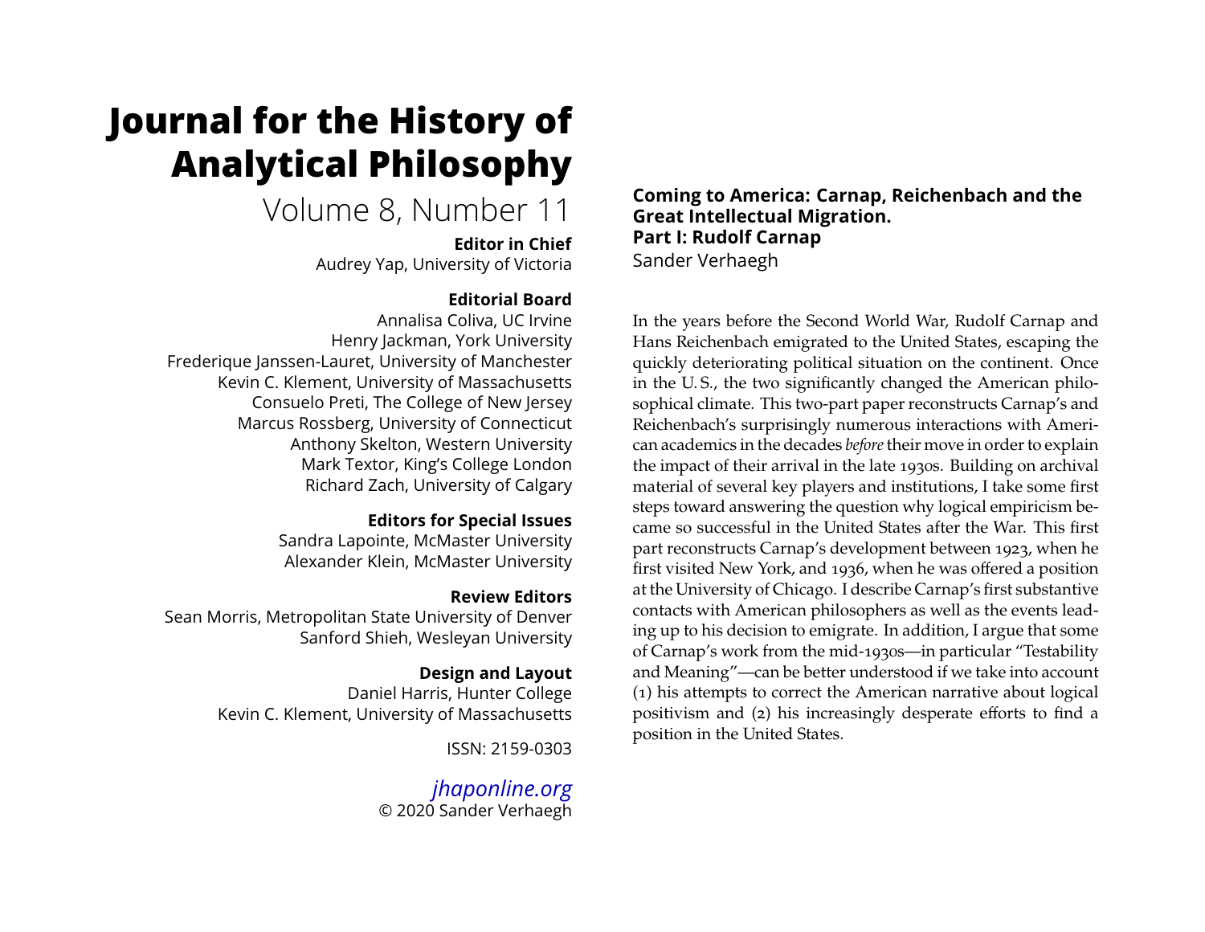# Journal for the History of Analytical Philosophy

Volume 8, Number 11

**Editor in Chief**
Audrey Yap, University of Victoria

**Editorial Board**
Annalisa Coliva, UC Irvine
Henry Jackman, York University
Frederique Janssen-Lauret, University of Manchester
Kevin C. Klement, University of Massachusetts
Consuelo Preti, The College of New Jersey
Marcus Rossberg, University of Connecticut
Anthony Skelton, Western University
Mark Textor, King's College London
Richard Zach, University of Calgary

**Editors for Special Issues**
Sandra Lapointe, McMaster University
Alexander Klein, McMaster University

**Review Editors**
Sean Morris, Metropolitan State University of Denver
Sanford Shieh, Wesleyan University

**Design and Layout**
Daniel Harris, Hunter College
Kevin C. Klement, University of Massachusetts

ISSN: 2159-0303

*jhaponline.org*
© 2020 Sander Verhaegh

## Coming to America: Carnap, Reichenbach and the Great Intellectual Migration. Part I: Rudolf Carnap

Sander Verhaegh

In the years before the Second World War, Rudolf Carnap and Hans Reichenbach emigrated to the United States, escaping the quickly deteriorating political situation on the continent. Once in the U. S., the two significantly changed the American philosophical climate. This two-part paper reconstructs Carnap's and Reichenbach's surprisingly numerous interactions with American academics in the decades *before* their move in order to explain the impact of their arrival in the late 1930s. Building on archival material of several key players and institutions, I take some first steps toward answering the question why logical empiricism became so successful in the United States after the War. This first part reconstructs Carnap's development between 1923, when he first visited New York, and 1936, when he was offered a position at the University of Chicago. I describe Carnap's first substantive contacts with American philosophers as well as the events leading up to his decision to emigrate. In addition, I argue that some of Carnap's work from the mid-1930s—in particular "Testability and Meaning"—can be better understood if we take into account (1) his attempts to correct the American narrative about logical positivism and (2) his increasingly desperate efforts to find a position in the United States.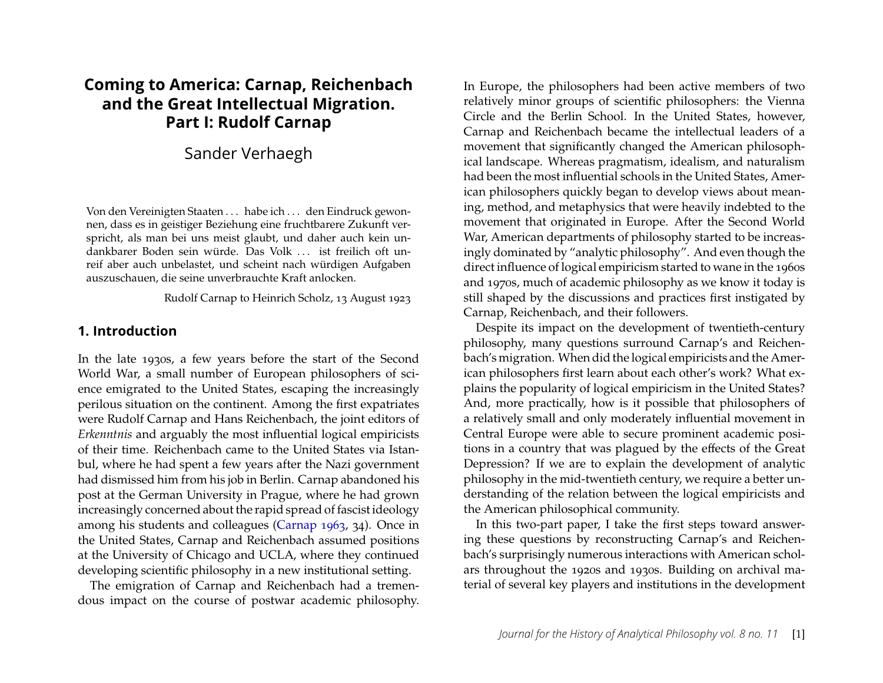# Coming to America: Carnap, Reichenbach and the Great Intellectual Migration. Part I: Rudolf Carnap

Sander Verhaegh

> Von den Vereinigten Staaten . . . habe ich . . . den Eindruck gewonnen, dass es in geistiger Beziehung eine fruchtbarere Zukunft verspricht, als man bei uns meist glaubt, und daher auch kein undankbarer Boden sein würde. Das Volk . . . ist freilich oft unreif aber auch unbelastet, und scheint nach würdigen Aufgaben auszuschauen, die seine unverbrauchte Kraft anlocken.
>
> Rudolf Carnap to Heinrich Scholz, 13 August 1923

## 1. Introduction

In the late 1930s, a few years before the start of the Second World War, a small number of European philosophers of science emigrated to the United States, escaping the increasingly perilous situation on the continent. Among the first expatriates were Rudolf Carnap and Hans Reichenbach, the joint editors of *Erkenntnis* and arguably the most influential logical empiricists of their time. Reichenbach came to the United States via Istanbul, where he had spent a few years after the Nazi government had dismissed him from his job in Berlin. Carnap abandoned his post at the German University in Prague, where he had grown increasingly concerned about the rapid spread of fascist ideology among his students and colleagues (Carnap 1963, 34). Once in the United States, Carnap and Reichenbach assumed positions at the University of Chicago and UCLA, where they continued developing scientific philosophy in a new institutional setting.

The emigration of Carnap and Reichenbach had a tremendous impact on the course of postwar academic philosophy. In Europe, the philosophers had been active members of two relatively minor groups of scientific philosophers: the Vienna Circle and the Berlin School. In the United States, however, Carnap and Reichenbach became the intellectual leaders of a movement that significantly changed the American philosophical landscape. Whereas pragmatism, idealism, and naturalism had been the most influential schools in the United States, American philosophers quickly began to develop views about meaning, method, and metaphysics that were heavily indebted to the movement that originated in Europe. After the Second World War, American departments of philosophy started to be increasingly dominated by "analytic philosophy". And even though the direct influence of logical empiricism started to wane in the 1960s and 1970s, much of academic philosophy as we know it today is still shaped by the discussions and practices first instigated by Carnap, Reichenbach, and their followers.

Despite its impact on the development of twentieth-century philosophy, many questions surround Carnap's and Reichenbach's migration. When did the logical empiricists and the American philosophers first learn about each other's work? What explains the popularity of logical empiricism in the United States? And, more practically, how is it possible that philosophers of a relatively small and only moderately influential movement in Central Europe were able to secure prominent academic positions in a country that was plagued by the effects of the Great Depression? If we are to explain the development of analytic philosophy in the mid-twentieth century, we require a better understanding of the relation between the logical empiricists and the American philosophical community.

In this two-part paper, I take the first steps toward answering these questions by reconstructing Carnap's and Reichenbach's surprisingly numerous interactions with American scholars throughout the 1920s and 1930s. Building on archival material of several key players and institutions in the development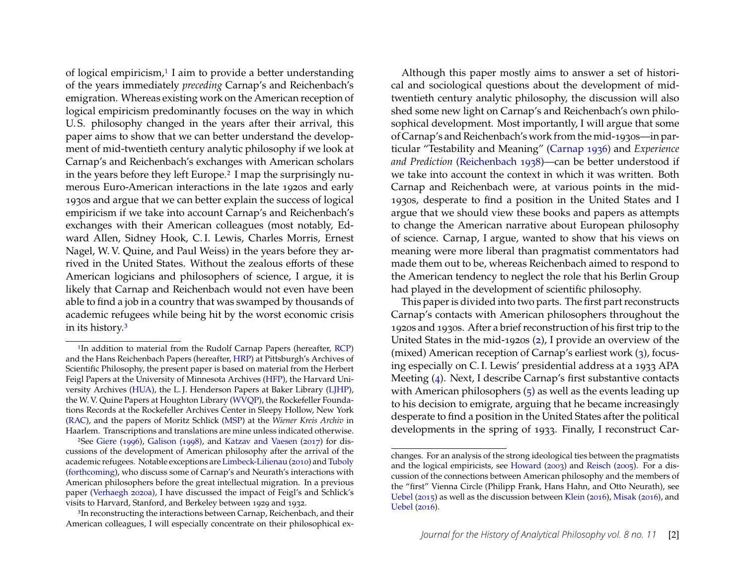of logical empiricism,[1] I aim to provide a better understanding of the years immediately *preceding* Carnap's and Reichenbach's emigration. Whereas existing work on the American reception of logical empiricism predominantly focuses on the way in which U.S. philosophy changed in the years after their arrival, this paper aims to show that we can better understand the development of mid-twentieth century analytic philosophy if we look at Carnap's and Reichenbach's exchanges with American scholars in the years before they left Europe.[2] I map the surprisingly numerous Euro-American interactions in the late 1920s and early 1930s and argue that we can better explain the success of logical empiricism if we take into account Carnap's and Reichenbach's exchanges with their American colleagues (most notably, Edward Allen, Sidney Hook, C. I. Lewis, Charles Morris, Ernest Nagel, W. V. Quine, and Paul Weiss) in the years before they arrived in the United States. Without the zealous efforts of these American logicians and philosophers of science, I argue, it is likely that Carnap and Reichenbach would not even have been able to find a job in a country that was swamped by thousands of academic refugees while being hit by the worst economic crisis in its history.[3]

Although this paper mostly aims to answer a set of historical and sociological questions about the development of mid-twentieth century analytic philosophy, the discussion will also shed some new light on Carnap's and Reichenbach's own philosophical development. Most importantly, I will argue that some of Carnap's and Reichenbach's work from the mid-1930s—in particular "Testability and Meaning" (Carnap 1936) and *Experience and Prediction* (Reichenbach 1938)—can be better understood if we take into account the context in which it was written. Both Carnap and Reichenbach were, at various points in the mid-1930s, desperate to find a position in the United States and I argue that we should view these books and papers as attempts to change the American narrative about European philosophy of science. Carnap, I argue, wanted to show that his views on meaning were more liberal than pragmatist commentators had made them out to be, whereas Reichenbach aimed to respond to the American tendency to neglect the role that his Berlin Group had played in the development of scientific philosophy.

This paper is divided into two parts. The first part reconstructs Carnap's contacts with American philosophers throughout the 1920s and 1930s. After a brief reconstruction of his first trip to the United States in the mid-1920s (2), I provide an overview of the (mixed) American reception of Carnap's earliest work (3), focusing especially on C. I. Lewis' presidential address at a 1933 APA Meeting (4). Next, I describe Carnap's first substantive contacts with American philosophers (5) as well as the events leading up to his decision to emigrate, arguing that he became increasingly desperate to find a position in the United States after the political developments in the spring of 1933. Finally, I reconstruct Car-

[1] In addition to material from the Rudolf Carnap Papers (hereafter, RCP) and the Hans Reichenbach Papers (hereafter, HRP) at Pittsburgh's Archives of Scientific Philosophy, the present paper is based on material from the Herbert Feigl Papers at the University of Minnesota Archives (HFP), the Harvard University Archives (HUA), the L. J. Henderson Papers at Baker Library (LJHP), the W. V. Quine Papers at Houghton Library (WVQP), the Rockefeller Foundations Records at the Rockefeller Archives Center in Sleepy Hollow, New York (RAC), and the papers of Moritz Schlick (MSP) at the *Wiener Kreis Archiv* in Haarlem. Transcriptions and translations are mine unless indicated otherwise.

[2] See Giere (1996), Galison (1998), and Katzav and Vaesen (2017) for discussions of the development of American philosophy after the arrival of the academic refugees. Notable exceptions are Limbeck-Lilienau (2010) and Tuboly (forthcoming), who discuss some of Carnap's and Neurath's interactions with American philosophers before the great intellectual migration. In a previous paper (Verhaegh 2020a), I have discussed the impact of Feigl's and Schlick's visits to Harvard, Stanford, and Berkeley between 1929 and 1932.

[3] In reconstructing the interactions between Carnap, Reichenbach, and their American colleagues, I will especially concentrate on their philosophical exchanges. For an analysis of the strong ideological ties between the pragmatists and the logical empiricists, see Howard (2003) and Reisch (2005). For a discussion of the connections between American philosophy and the members of the "first" Vienna Circle (Philipp Frank, Hans Hahn, and Otto Neurath), see Uebel (2015) as well as the discussion between Klein (2016), Misak (2016), and Uebel (2016).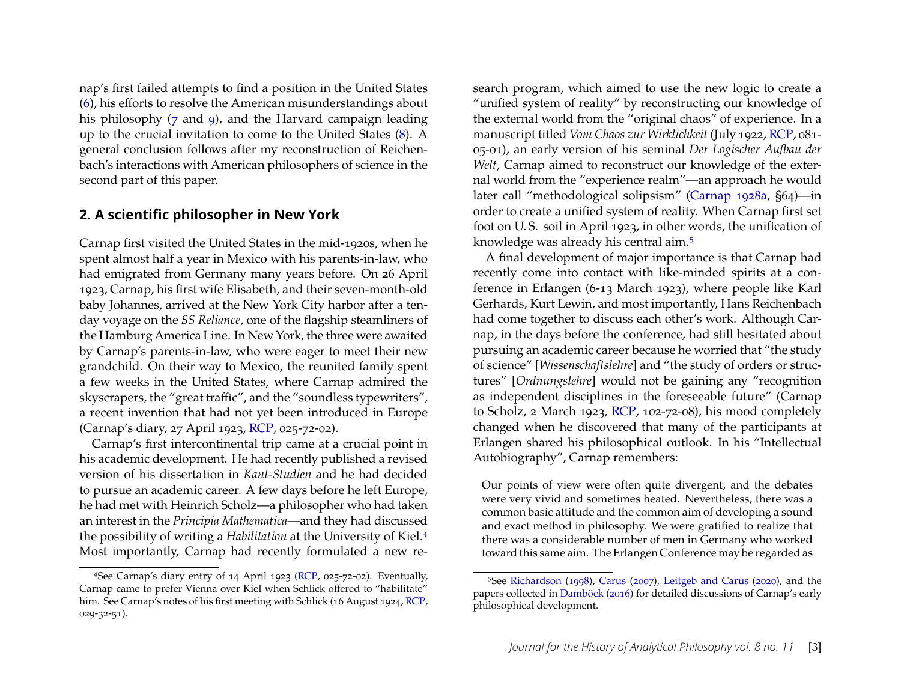nap's first failed attempts to find a position in the United States (6), his efforts to resolve the American misunderstandings about his philosophy (7 and 9), and the Harvard campaign leading up to the crucial invitation to come to the United States (8). A general conclusion follows after my reconstruction of Reichenbach's interactions with American philosophers of science in the second part of this paper.

## 2. A scientific philosopher in New York

Carnap first visited the United States in the mid-1920s, when he spent almost half a year in Mexico with his parents-in-law, who had emigrated from Germany many years before. On 26 April 1923, Carnap, his first wife Elisabeth, and their seven-month-old baby Johannes, arrived at the New York City harbor after a ten-day voyage on the *SS Reliance*, one of the flagship steamliners of the Hamburg America Line. In New York, the three were awaited by Carnap's parents-in-law, who were eager to meet their new grandchild. On their way to Mexico, the reunited family spent a few weeks in the United States, where Carnap admired the skyscrapers, the "great traffic", and the "soundless typewriters", a recent invention that had not yet been introduced in Europe (Carnap's diary, 27 April 1923, RCP, 025-72-02).

Carnap's first intercontinental trip came at a crucial point in his academic development. He had recently published a revised version of his dissertation in *Kant-Studien* and he had decided to pursue an academic career. A few days before he left Europe, he had met with Heinrich Scholz—a philosopher who had taken an interest in the *Principia Mathematica*—and they had discussed the possibility of writing a *Habilitation* at the University of Kiel.[4] Most importantly, Carnap had recently formulated a new research program, which aimed to use the new logic to create a "unified system of reality" by reconstructing our knowledge of the external world from the "original chaos" of experience. In a manuscript titled *Vom Chaos zur Wirklichkeit* (July 1922, RCP, 081-05-01), an early version of his seminal *Der Logischer Aufbau der Welt*, Carnap aimed to reconstruct our knowledge of the external world from the "experience realm"—an approach he would later call "methodological solipsism" (Carnap 1928a, §64)—in order to create a unified system of reality. When Carnap first set foot on U. S. soil in April 1923, in other words, the unification of knowledge was already his central aim.[5]

A final development of major importance is that Carnap had recently come into contact with like-minded spirits at a conference in Erlangen (6-13 March 1923), where people like Karl Gerhards, Kurt Lewin, and most importantly, Hans Reichenbach had come together to discuss each other's work. Although Carnap, in the days before the conference, had still hesitated about pursuing an academic career because he worried that "the study of science" [*Wissenschaftslehre*] and "the study of orders or structures" [*Ordnungslehre*] would not be gaining any "recognition as independent disciplines in the foreseeable future" (Carnap to Scholz, 2 March 1923, RCP, 102-72-08), his mood completely changed when he discovered that many of the participants at Erlangen shared his philosophical outlook. In his "Intellectual Autobiography", Carnap remembers:

> Our points of view were often quite divergent, and the debates were very vivid and sometimes heated. Nevertheless, there was a common basic attitude and the common aim of developing a sound and exact method in philosophy. We were gratified to realize that there was a considerable number of men in Germany who worked toward this same aim. The Erlangen Conference may be regarded as

[4] See Carnap's diary entry of 14 April 1923 (RCP, 025-72-02). Eventually, Carnap came to prefer Vienna over Kiel when Schlick offered to "habilitate" him. See Carnap's notes of his first meeting with Schlick (16 August 1924, RCP, 029-32-51).

[5] See Richardson (1998), Carus (2007), Leitgeb and Carus (2020), and the papers collected in Damböck (2016) for detailed discussions of Carnap's early philosophical development.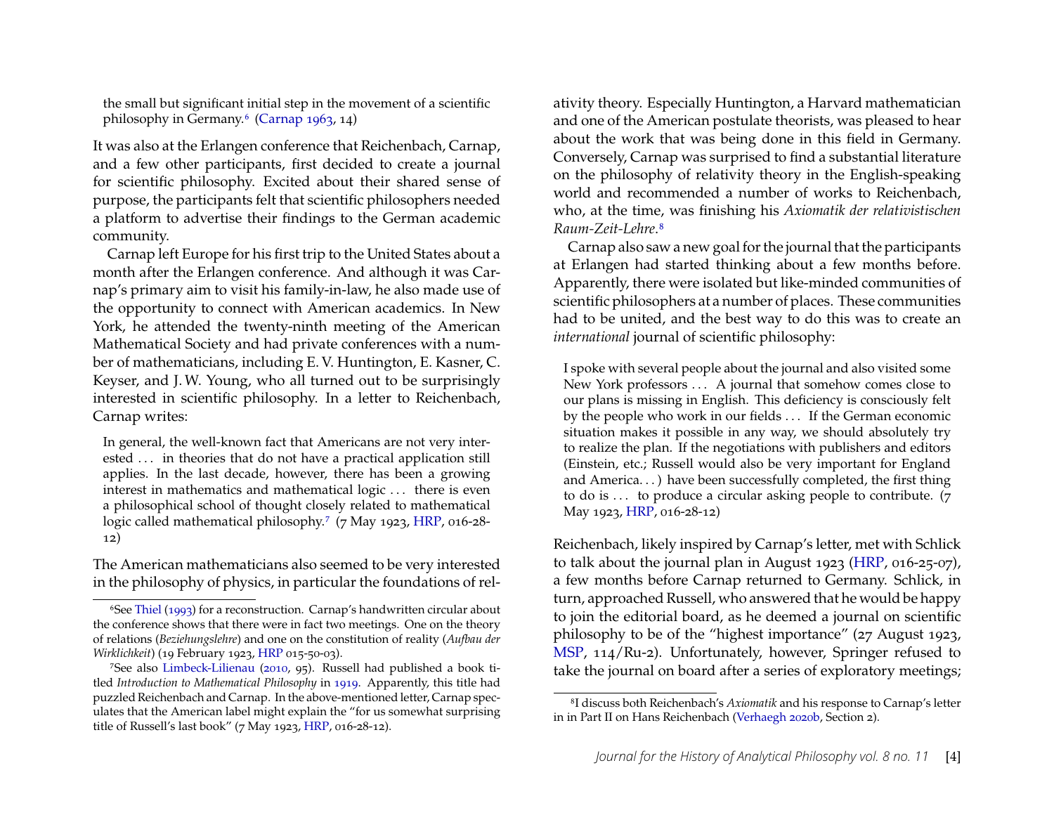> the small but significant initial step in the movement of a scientific philosophy in Germany.[6] (Carnap 1963, 14)

It was also at the Erlangen conference that Reichenbach, Carnap, and a few other participants, first decided to create a journal for scientific philosophy. Excited about their shared sense of purpose, the participants felt that scientific philosophers needed a platform to advertise their findings to the German academic community.

Carnap left Europe for his first trip to the United States about a month after the Erlangen conference. And although it was Carnap's primary aim to visit his family-in-law, he also made use of the opportunity to connect with American academics. In New York, he attended the twenty-ninth meeting of the American Mathematical Society and had private conferences with a number of mathematicians, including E. V. Huntington, E. Kasner, C. Keyser, and J. W. Young, who all turned out to be surprisingly interested in scientific philosophy. In a letter to Reichenbach, Carnap writes:

> In general, the well-known fact that Americans are not very interested ... in theories that do not have a practical application still applies. In the last decade, however, there has been a growing interest in mathematics and mathematical logic ... there is even a philosophical school of thought closely related to mathematical logic called mathematical philosophy.[7] (7 May 1923, HRP, 016-28-12)

The American mathematicians also seemed to be very interested in the philosophy of physics, in particular the foundations of relativity theory. Especially Huntington, a Harvard mathematician and one of the American postulate theorists, was pleased to hear about the work that was being done in this field in Germany. Conversely, Carnap was surprised to find a substantial literature on the philosophy of relativity theory in the English-speaking world and recommended a number of works to Reichenbach, who, at the time, was finishing his *Axiomatik der relativistischen Raum-Zeit-Lehre*.[8]

Carnap also saw a new goal for the journal that the participants at Erlangen had started thinking about a few months before. Apparently, there were isolated but like-minded communities of scientific philosophers at a number of places. These communities had to be united, and the best way to do this was to create an *international* journal of scientific philosophy:

> I spoke with several people about the journal and also visited some New York professors ... A journal that somehow comes close to our plans is missing in English. This deficiency is consciously felt by the people who work in our fields ... If the German economic situation makes it possible in any way, we should absolutely try to realize the plan. If the negotiations with publishers and editors (Einstein, etc.; Russell would also be very important for England and America...) have been successfully completed, the first thing to do is ... to produce a circular asking people to contribute. (7 May 1923, HRP, 016-28-12)

Reichenbach, likely inspired by Carnap's letter, met with Schlick to talk about the journal plan in August 1923 (HRP, 016-25-07), a few months before Carnap returned to Germany. Schlick, in turn, approached Russell, who answered that he would be happy to join the editorial board, as he deemed a journal on scientific philosophy to be of the "highest importance" (27 August 1923, MSP, 114/Ru-2). Unfortunately, however, Springer refused to take the journal on board after a series of exploratory meetings;

---

[6] See Thiel (1993) for a reconstruction. Carnap's handwritten circular about the conference shows that there were in fact two meetings. One on the theory of relations (*Beziehungslehre*) and one on the constitution of reality (*Aufbau der Wirklichkeit*) (19 February 1923, HRP 015-50-03).

[7] See also Limbeck-Lilienau (2010, 95). Russell had published a book titled *Introduction to Mathematical Philosophy* in 1919. Apparently, this title had puzzled Reichenbach and Carnap. In the above-mentioned letter, Carnap speculates that the American label might explain the "for us somewhat surprising title of Russell's last book" (7 May 1923, HRP, 016-28-12).

[8] I discuss both Reichenbach's *Axiomatik* and his response to Carnap's letter in in Part II on Hans Reichenbach (Verhaegh 2020b, Section 2).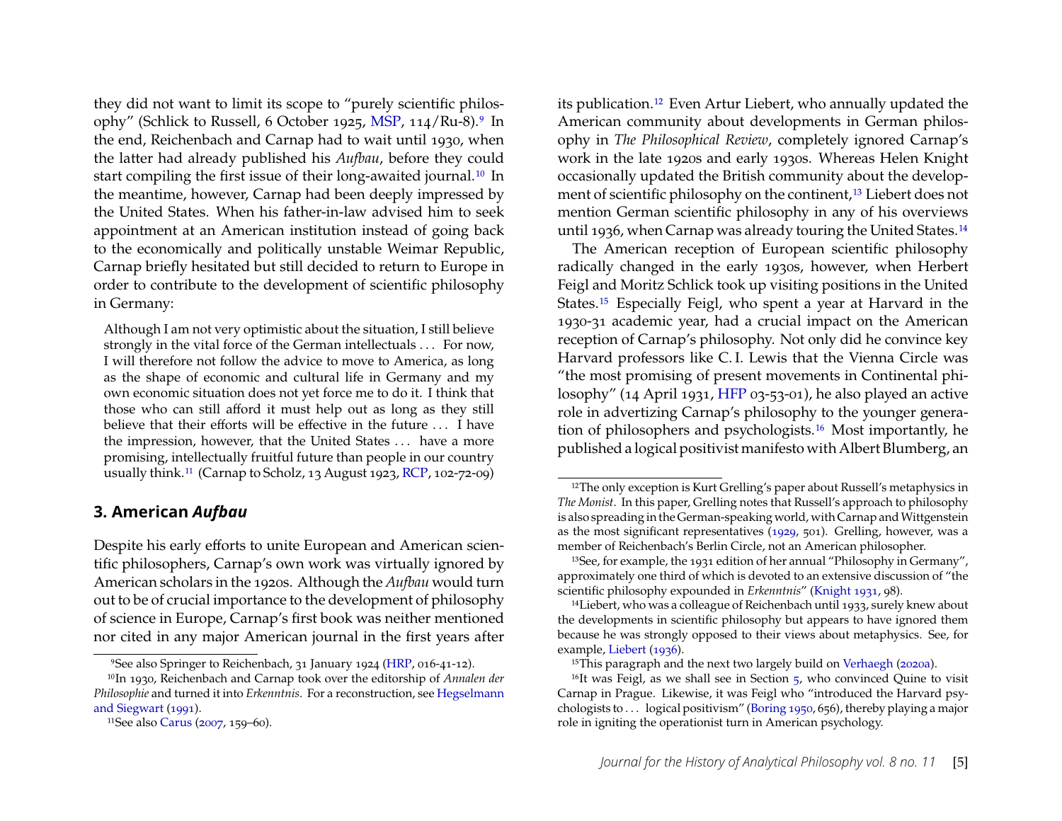they did not want to limit its scope to "purely scientific philosophy" (Schlick to Russell, 6 October 1925, MSP, 114/Ru-8).[9] In the end, Reichenbach and Carnap had to wait until 1930, when the latter had already published his *Aufbau*, before they could start compiling the first issue of their long-awaited journal.[10] In the meantime, however, Carnap had been deeply impressed by the United States. When his father-in-law advised him to seek appointment at an American institution instead of going back to the economically and politically unstable Weimar Republic, Carnap briefly hesitated but still decided to return to Europe in order to contribute to the development of scientific philosophy in Germany:

> Although I am not very optimistic about the situation, I still believe strongly in the vital force of the German intellectuals . . . For now, I will therefore not follow the advice to move to America, as long as the shape of economic and cultural life in Germany and my own economic situation does not yet force me to do it. I think that those who can still afford it must help out as long as they still believe that their efforts will be effective in the future . . . I have the impression, however, that the United States . . . have a more promising, intellectually fruitful future than people in our country usually think.[11] (Carnap to Scholz, 13 August 1923, RCP, 102-72-09)

## 3. American *Aufbau*

Despite his early efforts to unite European and American scientific philosophers, Carnap's own work was virtually ignored by American scholars in the 1920s. Although the *Aufbau* would turn out to be of crucial importance to the development of philosophy of science in Europe, Carnap's first book was neither mentioned nor cited in any major American journal in the first years after its publication.[12] Even Artur Liebert, who annually updated the American community about developments in German philosophy in *The Philosophical Review*, completely ignored Carnap's work in the late 1920s and early 1930s. Whereas Helen Knight occasionally updated the British community about the development of scientific philosophy on the continent,[13] Liebert does not mention German scientific philosophy in any of his overviews until 1936, when Carnap was already touring the United States.[14]

The American reception of European scientific philosophy radically changed in the early 1930s, however, when Herbert Feigl and Moritz Schlick took up visiting positions in the United States.[15] Especially Feigl, who spent a year at Harvard in the 1930-31 academic year, had a crucial impact on the American reception of Carnap's philosophy. Not only did he convince key Harvard professors like C. I. Lewis that the Vienna Circle was "the most promising of present movements in Continental philosophy" (14 April 1931, HFP 03-53-01), he also played an active role in advertizing Carnap's philosophy to the younger generation of philosophers and psychologists.[16] Most importantly, he published a logical positivist manifesto with Albert Blumberg, an

---

[9] See also Springer to Reichenbach, 31 January 1924 (HRP, 016-41-12).

[10] In 1930, Reichenbach and Carnap took over the editorship of *Annalen der Philosophie* and turned it into *Erkenntnis*. For a reconstruction, see Hegselmann and Siegwart (1991).

[11] See also Carus (2007, 159–60).

[12] The only exception is Kurt Grelling's paper about Russell's metaphysics in *The Monist*. In this paper, Grelling notes that Russell's approach to philosophy is also spreading in the German-speaking world, with Carnap and Wittgenstein as the most significant representatives (1929, 501). Grelling, however, was a member of Reichenbach's Berlin Circle, not an American philosopher.

[13] See, for example, the 1931 edition of her annual "Philosophy in Germany", approximately one third of which is devoted to an extensive discussion of "the scientific philosophy expounded in *Erkenntnis*" (Knight 1931, 98).

[14] Liebert, who was a colleague of Reichenbach until 1933, surely knew about the developments in scientific philosophy but appears to have ignored them because he was strongly opposed to their views about metaphysics. See, for example, Liebert (1936).

[15] This paragraph and the next two largely build on Verhaegh (2020a).

[16] It was Feigl, as we shall see in Section 5, who convinced Quine to visit Carnap in Prague. Likewise, it was Feigl who "introduced the Harvard psychologists to . . . logical positivism" (Boring 1950, 656), thereby playing a major role in igniting the operationist turn in American psychology.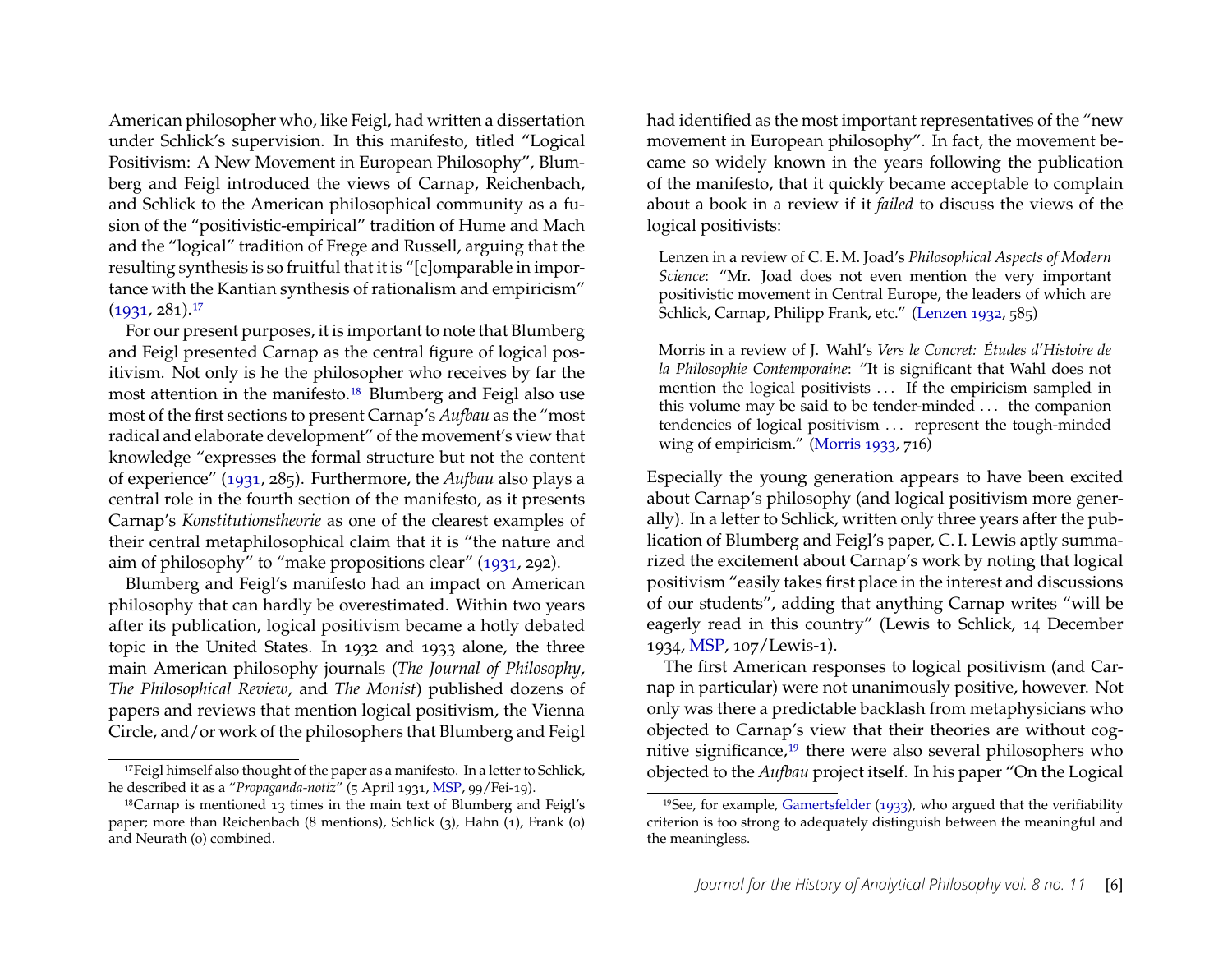American philosopher who, like Feigl, had written a dissertation under Schlick's supervision. In this manifesto, titled "Logical Positivism: A New Movement in European Philosophy", Blumberg and Feigl introduced the views of Carnap, Reichenbach, and Schlick to the American philosophical community as a fusion of the "positivistic-empirical" tradition of Hume and Mach and the "logical" tradition of Frege and Russell, arguing that the resulting synthesis is so fruitful that it is "[c]omparable in importance with the Kantian synthesis of rationalism and empiricism" (1931, 281).[17]

For our present purposes, it is important to note that Blumberg and Feigl presented Carnap as the central figure of logical positivism. Not only is he the philosopher who receives by far the most attention in the manifesto.[18] Blumberg and Feigl also use most of the first sections to present Carnap's *Aufbau* as the "most radical and elaborate development" of the movement's view that knowledge "expresses the formal structure but not the content of experience" (1931, 285). Furthermore, the *Aufbau* also plays a central role in the fourth section of the manifesto, as it presents Carnap's *Konstitutionstheorie* as one of the clearest examples of their central metaphilosophical claim that it is "the nature and aim of philosophy" to "make propositions clear" (1931, 292).

Blumberg and Feigl's manifesto had an impact on American philosophy that can hardly be overestimated. Within two years after its publication, logical positivism became a hotly debated topic in the United States. In 1932 and 1933 alone, the three main American philosophy journals (*The Journal of Philosophy*, *The Philosophical Review*, and *The Monist*) published dozens of papers and reviews that mention logical positivism, the Vienna Circle, and/or work of the philosophers that Blumberg and Feigl had identified as the most important representatives of the "new movement in European philosophy". In fact, the movement became so widely known in the years following the publication of the manifesto, that it quickly became acceptable to complain about a book in a review if it *failed* to discuss the views of the logical positivists:

> Lenzen in a review of C. E. M. Joad's *Philosophical Aspects of Modern Science*: "Mr. Joad does not even mention the very important positivistic movement in Central Europe, the leaders of which are Schlick, Carnap, Philipp Frank, etc." (Lenzen 1932, 585)

> Morris in a review of J. Wahl's *Vers le Concret: Études d'Histoire de la Philosophie Contemporaine*: "It is significant that Wahl does not mention the logical positivists ... If the empiricism sampled in this volume may be said to be tender-minded ... the companion tendencies of logical positivism ... represent the tough-minded wing of empiricism." (Morris 1933, 716)

Especially the young generation appears to have been excited about Carnap's philosophy (and logical positivism more generally). In a letter to Schlick, written only three years after the publication of Blumberg and Feigl's paper, C. I. Lewis aptly summarized the excitement about Carnap's work by noting that logical positivism "easily takes first place in the interest and discussions of our students", adding that anything Carnap writes "will be eagerly read in this country" (Lewis to Schlick, 14 December 1934, MSP, 107/Lewis-1).

The first American responses to logical positivism (and Carnap in particular) were not unanimously positive, however. Not only was there a predictable backlash from metaphysicians who objected to Carnap's view that their theories are without cognitive significance,[19] there were also several philosophers who objected to the *Aufbau* project itself. In his paper "On the Logical

---

[17] Feigl himself also thought of the paper as a manifesto. In a letter to Schlick, he described it as a "*Propaganda-notiz*" (5 April 1931, MSP, 99/Fei-19).

[18] Carnap is mentioned 13 times in the main text of Blumberg and Feigl's paper; more than Reichenbach (8 mentions), Schlick (3), Hahn (1), Frank (0) and Neurath (0) combined.

[19] See, for example, Gamertsfelder (1933), who argued that the verifiability criterion is too strong to adequately distinguish between the meaningful and the meaningless.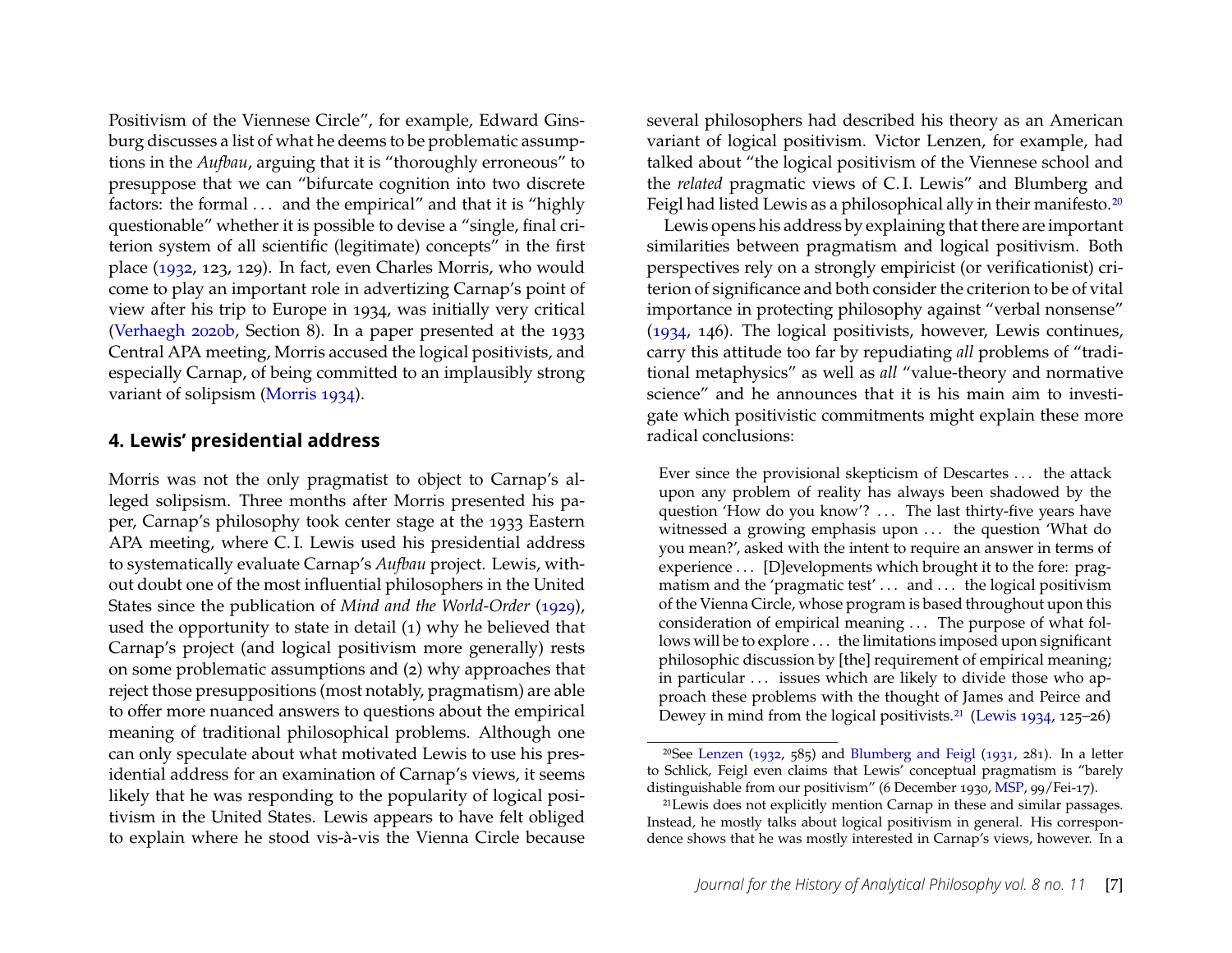Positivism of the Viennese Circle", for example, Edward Ginsburg discusses a list of what he deems to be problematic assumptions in the *Aufbau*, arguing that it is "thoroughly erroneous" to presuppose that we can "bifurcate cognition into two discrete factors: the formal ... and the empirical" and that it is "highly questionable" whether it is possible to devise a "single, final criterion system of all scientific (legitimate) concepts" in the first place (1932, 123, 129). In fact, even Charles Morris, who would come to play an important role in advertizing Carnap's point of view after his trip to Europe in 1934, was initially very critical (Verhaegh 2020b, Section 8). In a paper presented at the 1933 Central APA meeting, Morris accused the logical positivists, and especially Carnap, of being committed to an implausibly strong variant of solipsism (Morris 1934).

## 4. Lewis' presidential address

Morris was not the only pragmatist to object to Carnap's alleged solipsism. Three months after Morris presented his paper, Carnap's philosophy took center stage at the 1933 Eastern APA meeting, where C. I. Lewis used his presidential address to systematically evaluate Carnap's *Aufbau* project. Lewis, without doubt one of the most influential philosophers in the United States since the publication of *Mind and the World-Order* (1929), used the opportunity to state in detail (1) why he believed that Carnap's project (and logical positivism more generally) rests on some problematic assumptions and (2) why approaches that reject those presuppositions (most notably, pragmatism) are able to offer more nuanced answers to questions about the empirical meaning of traditional philosophical problems. Although one can only speculate about what motivated Lewis to use his presidential address for an examination of Carnap's views, it seems likely that he was responding to the popularity of logical positivism in the United States. Lewis appears to have felt obliged to explain where he stood vis-à-vis the Vienna Circle because several philosophers had described his theory as an American variant of logical positivism. Victor Lenzen, for example, had talked about "the logical positivism of the Viennese school and the *related* pragmatic views of C. I. Lewis" and Blumberg and Feigl had listed Lewis as a philosophical ally in their manifesto.[20]

Lewis opens his address by explaining that there are important similarities between pragmatism and logical positivism. Both perspectives rely on a strongly empiricist (or verificationist) criterion of significance and both consider the criterion to be of vital importance in protecting philosophy against "verbal nonsense" (1934, 146). The logical positivists, however, Lewis continues, carry this attitude too far by repudiating *all* problems of "traditional metaphysics" as well as *all* "value-theory and normative science" and he announces that it is his main aim to investigate which positivistic commitments might explain these more radical conclusions:

> Ever since the provisional skepticism of Descartes ... the attack upon any problem of reality has always been shadowed by the question 'How do you know'? ... The last thirty-five years have witnessed a growing emphasis upon ... the question 'What do you mean?', asked with the intent to require an answer in terms of experience ... [D]evelopments which brought it to the fore: pragmatism and the 'pragmatic test' ... and ... the logical positivism of the Vienna Circle, whose program is based throughout upon this consideration of empirical meaning ... The purpose of what follows will be to explore ... the limitations imposed upon significant philosophic discussion by [the] requirement of empirical meaning; in particular ... issues which are likely to divide those who approach these problems with the thought of James and Peirce and Dewey in mind from the logical positivists.[21] (Lewis 1934, 125–26)

[20] See Lenzen (1932, 585) and Blumberg and Feigl (1931, 281). In a letter to Schlick, Feigl even claims that Lewis' conceptual pragmatism is "barely distinguishable from our positivism" (6 December 1930, MSP, 99/Fei-17).

[21] Lewis does not explicitly mention Carnap in these and similar passages. Instead, he mostly talks about logical positivism in general. His correspondence shows that he was mostly interested in Carnap's views, however. In a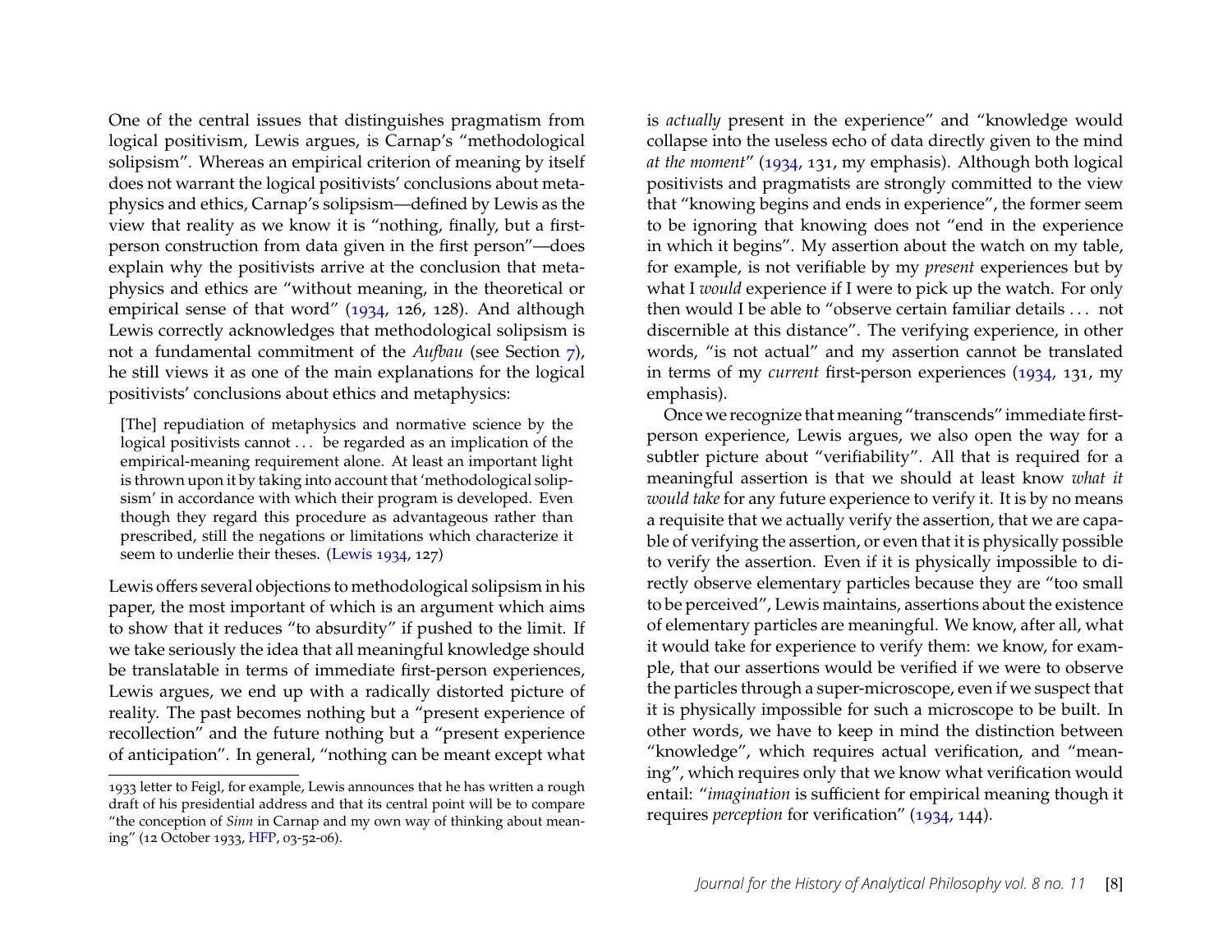One of the central issues that distinguishes pragmatism from logical positivism, Lewis argues, is Carnap's "methodological solipsism". Whereas an empirical criterion of meaning by itself does not warrant the logical positivists' conclusions about metaphysics and ethics, Carnap's solipsism—defined by Lewis as the view that reality as we know it is "nothing, finally, but a first-person construction from data given in the first person"—does explain why the positivists arrive at the conclusion that metaphysics and ethics are "without meaning, in the theoretical or empirical sense of that word" (1934, 126, 128). And although Lewis correctly acknowledges that methodological solipsism is not a fundamental commitment of the *Aufbau* (see Section 7), he still views it as one of the main explanations for the logical positivists' conclusions about ethics and metaphysics:

> [The] repudiation of metaphysics and normative science by the logical positivists cannot . . . be regarded as an implication of the empirical-meaning requirement alone. At least an important light is thrown upon it by taking into account that 'methodological solipsism' in accordance with which their program is developed. Even though they regard this procedure as advantageous rather than prescribed, still the negations or limitations which characterize it seem to underlie their theses. (Lewis 1934, 127)

Lewis offers several objections to methodological solipsism in his paper, the most important of which is an argument which aims to show that it reduces "to absurdity" if pushed to the limit. If we take seriously the idea that all meaningful knowledge should be translatable in terms of immediate first-person experiences, Lewis argues, we end up with a radically distorted picture of reality. The past becomes nothing but a "present experience of recollection" and the future nothing but a "present experience of anticipation". In general, "nothing can be meant except what is *actually* present in the experience" and "knowledge would collapse into the useless echo of data directly given to the mind *at the moment*" (1934, 131, my emphasis). Although both logical positivists and pragmatists are strongly committed to the view that "knowing begins and ends in experience", the former seem to be ignoring that knowing does not "end in the experience in which it begins". My assertion about the watch on my table, for example, is not verifiable by my *present* experiences but by what I *would* experience if I were to pick up the watch. For only then would I be able to "observe certain familiar details . . . not discernible at this distance". The verifying experience, in other words, "is not actual" and my assertion cannot be translated in terms of my *current* first-person experiences (1934, 131, my emphasis).

Once we recognize that meaning "transcends" immediate first-person experience, Lewis argues, we also open the way for a subtler picture about "verifiability". All that is required for a meaningful assertion is that we should at least know *what it would take* for any future experience to verify it. It is by no means a requisite that we actually verify the assertion, that we are capable of verifying the assertion, or even that it is physically possible to verify the assertion. Even if it is physically impossible to directly observe elementary particles because they are "too small to be perceived", Lewis maintains, assertions about the existence of elementary particles are meaningful. We know, after all, what it would take for experience to verify them: we know, for example, that our assertions would be verified if we were to observe the particles through a super-microscope, even if we suspect that it is physically impossible for such a microscope to be built. In other words, we have to keep in mind the distinction between "knowledge", which requires actual verification, and "meaning", which requires only that we know what verification would entail: "*imagination* is sufficient for empirical meaning though it requires *perception* for verification" (1934, 144).

1933 letter to Feigl, for example, Lewis announces that he has written a rough draft of his presidential address and that its central point will be to compare "the conception of *Sinn* in Carnap and my own way of thinking about meaning" (12 October 1933, HFP, 03-52-06).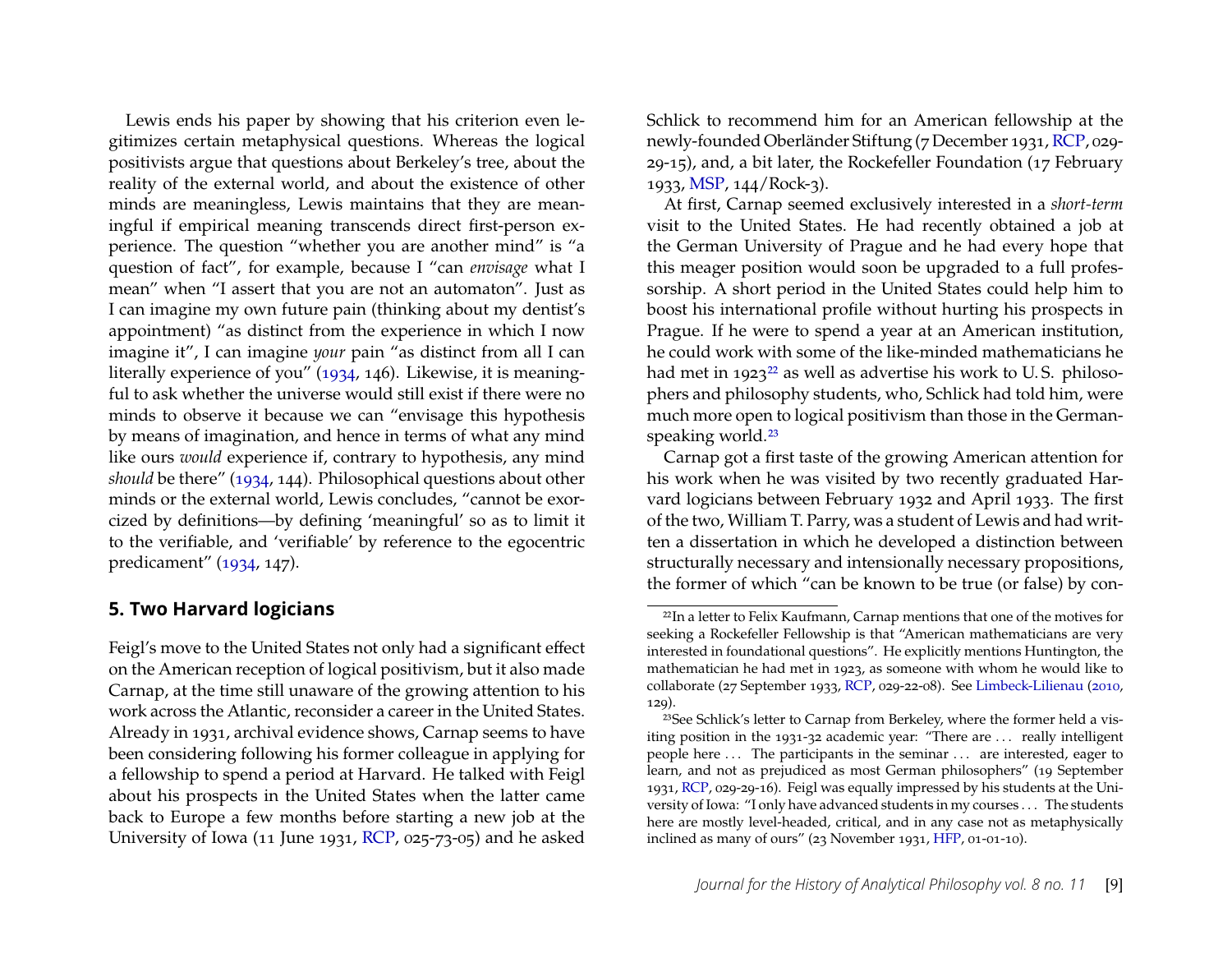Lewis ends his paper by showing that his criterion even legitimizes certain metaphysical questions. Whereas the logical positivists argue that questions about Berkeley's tree, about the reality of the external world, and about the existence of other minds are meaningless, Lewis maintains that they are meaningful if empirical meaning transcends direct first-person experience. The question "whether you are another mind" is "a question of fact", for example, because I "can *envisage* what I mean" when "I assert that you are not an automaton". Just as I can imagine my own future pain (thinking about my dentist's appointment) "as distinct from the experience in which I now imagine it", I can imagine *your* pain "as distinct from all I can literally experience of you" (1934, 146). Likewise, it is meaningful to ask whether the universe would still exist if there were no minds to observe it because we can "envisage this hypothesis by means of imagination, and hence in terms of what any mind like ours *would* experience if, contrary to hypothesis, any mind *should* be there" (1934, 144). Philosophical questions about other minds or the external world, Lewis concludes, "cannot be exorcized by definitions—by defining 'meaningful' so as to limit it to the verifiable, and 'verifiable' by reference to the egocentric predicament" (1934, 147).

## 5. Two Harvard logicians

Feigl's move to the United States not only had a significant effect on the American reception of logical positivism, but it also made Carnap, at the time still unaware of the growing attention to his work across the Atlantic, reconsider a career in the United States. Already in 1931, archival evidence shows, Carnap seems to have been considering following his former colleague in applying for a fellowship to spend a period at Harvard. He talked with Feigl about his prospects in the United States when the latter came back to Europe a few months before starting a new job at the University of Iowa (11 June 1931, RCP, 025-73-05) and he asked Schlick to recommend him for an American fellowship at the newly-founded Oberländer Stiftung (7 December 1931, RCP, 029-29-15), and, a bit later, the Rockefeller Foundation (17 February 1933, MSP, 144/Rock-3).

At first, Carnap seemed exclusively interested in a *short-term* visit to the United States. He had recently obtained a job at the German University of Prague and he had every hope that this meager position would soon be upgraded to a full professorship. A short period in the United States could help him to boost his international profile without hurting his prospects in Prague. If he were to spend a year at an American institution, he could work with some of the like-minded mathematicians he had met in 1923[22] as well as advertise his work to U.S. philosophers and philosophy students, who, Schlick had told him, were much more open to logical positivism than those in the German-speaking world.[23]

Carnap got a first taste of the growing American attention for his work when he was visited by two recently graduated Harvard logicians between February 1932 and April 1933. The first of the two, William T. Parry, was a student of Lewis and had written a dissertation in which he developed a distinction between structurally necessary and intensionally necessary propositions, the former of which "can be known to be true (or false) by con-

---

[22] In a letter to Felix Kaufmann, Carnap mentions that one of the motives for seeking a Rockefeller Fellowship is that "American mathematicians are very interested in foundational questions". He explicitly mentions Huntington, the mathematician he had met in 1923, as someone with whom he would like to collaborate (27 September 1933, RCP, 029-22-08). See Limbeck-Lilienau (2010, 129).

[23] See Schlick's letter to Carnap from Berkeley, where the former held a visiting position in the 1931-32 academic year: "There are . . . really intelligent people here . . . The participants in the seminar . . . are interested, eager to learn, and not as prejudiced as most German philosophers" (19 September 1931, RCP, 029-29-16). Feigl was equally impressed by his students at the University of Iowa: "I only have advanced students in my courses . . . The students here are mostly level-headed, critical, and in any case not as metaphysically inclined as many of ours" (23 November 1931, HFP, 01-01-10).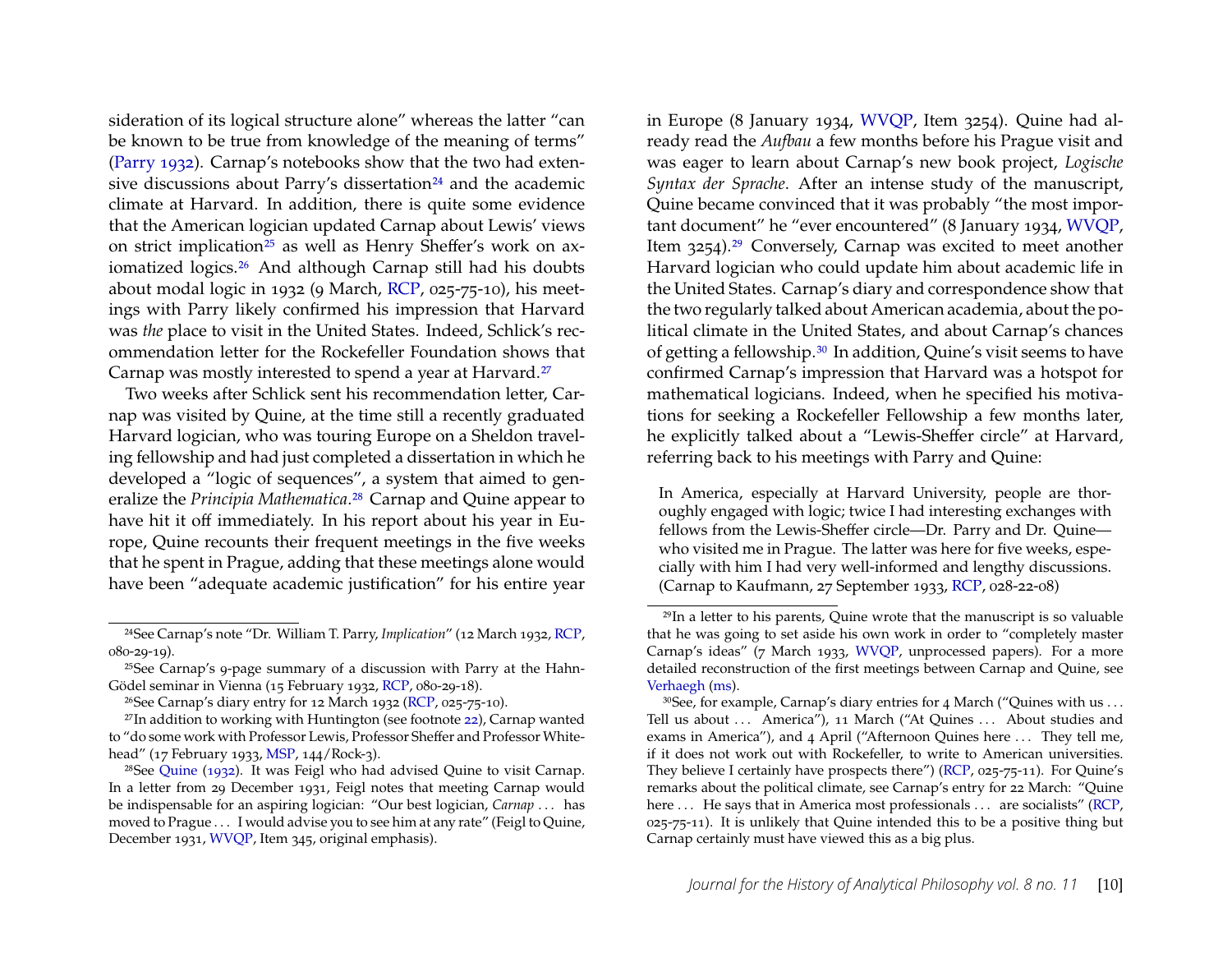sideration of its logical structure alone" whereas the latter "can be known to be true from knowledge of the meaning of terms" (Parry 1932). Carnap's notebooks show that the two had extensive discussions about Parry's dissertation[24] and the academic climate at Harvard. In addition, there is quite some evidence that the American logician updated Carnap about Lewis' views on strict implication[25] as well as Henry Sheffer's work on axiomatized logics.[26] And although Carnap still had his doubts about modal logic in 1932 (9 March, RCP, 025-75-10), his meetings with Parry likely confirmed his impression that Harvard was *the* place to visit in the United States. Indeed, Schlick's recommendation letter for the Rockefeller Foundation shows that Carnap was mostly interested to spend a year at Harvard.[27]

Two weeks after Schlick sent his recommendation letter, Carnap was visited by Quine, at the time still a recently graduated Harvard logician, who was touring Europe on a Sheldon traveling fellowship and had just completed a dissertation in which he developed a "logic of sequences", a system that aimed to generalize the *Principia Mathematica*.[28] Carnap and Quine appear to have hit it off immediately. In his report about his year in Europe, Quine recounts their frequent meetings in the five weeks that he spent in Prague, adding that these meetings alone would have been "adequate academic justification" for his entire year in Europe (8 January 1934, WVQP, Item 3254). Quine had already read the *Aufbau* a few months before his Prague visit and was eager to learn about Carnap's new book project, *Logische Syntax der Sprache*. After an intense study of the manuscript, Quine became convinced that it was probably "the most important document" he "ever encountered" (8 January 1934, WVQP, Item 3254).[29] Conversely, Carnap was excited to meet another Harvard logician who could update him about academic life in the United States. Carnap's diary and correspondence show that the two regularly talked about American academia, about the political climate in the United States, and about Carnap's chances of getting a fellowship.[30] In addition, Quine's visit seems to have confirmed Carnap's impression that Harvard was a hotspot for mathematical logicians. Indeed, when he specified his motivations for seeking a Rockefeller Fellowship a few months later, he explicitly talked about a "Lewis-Sheffer circle" at Harvard, referring back to his meetings with Parry and Quine:

> In America, especially at Harvard University, people are thoroughly engaged with logic; twice I had interesting exchanges with fellows from the Lewis-Sheffer circle—Dr. Parry and Dr. Quine—who visited me in Prague. The latter was here for five weeks, especially with him I had very well-informed and lengthy discussions. (Carnap to Kaufmann, 27 September 1933, RCP, 028-22-08)

---

[24] See Carnap's note "Dr. William T. Parry, *Implication*" (12 March 1932, RCP, 080-29-19).

[25] See Carnap's 9-page summary of a discussion with Parry at the Hahn-Gödel seminar in Vienna (15 February 1932, RCP, 080-29-18).

[26] See Carnap's diary entry for 12 March 1932 (RCP, 025-75-10).

[27] In addition to working with Huntington (see footnote 22), Carnap wanted to "do some work with Professor Lewis, Professor Sheffer and Professor Whitehead" (17 February 1933, MSP, 144/Rock-3).

[28] See Quine (1932). It was Feigl who had advised Quine to visit Carnap. In a letter from 29 December 1931, Feigl notes that meeting Carnap would be indispensable for an aspiring logician: "Our best logician, *Carnap* ... has moved to Prague ... I would advise you to see him at any rate" (Feigl to Quine, December 1931, WVQP, Item 345, original emphasis).

[29] In a letter to his parents, Quine wrote that the manuscript is so valuable that he was going to set aside his own work in order to "completely master Carnap's ideas" (7 March 1933, WVQP, unprocessed papers). For a more detailed reconstruction of the first meetings between Carnap and Quine, see Verhaegh (ms).

[30] See, for example, Carnap's diary entries for 4 March ("Quines with us ... Tell us about ... America"), 11 March ("At Quines ... About studies and exams in America"), and 4 April ("Afternoon Quines here ... They tell me, if it does not work out with Rockefeller, to write to American universities. They believe I certainly have prospects there") (RCP, 025-75-11). For Quine's remarks about the political climate, see Carnap's entry for 22 March: "Quine here ... He says that in America most professionals ... are socialists" (RCP, 025-75-11). It is unlikely that Quine intended this to be a positive thing but Carnap certainly must have viewed this as a big plus.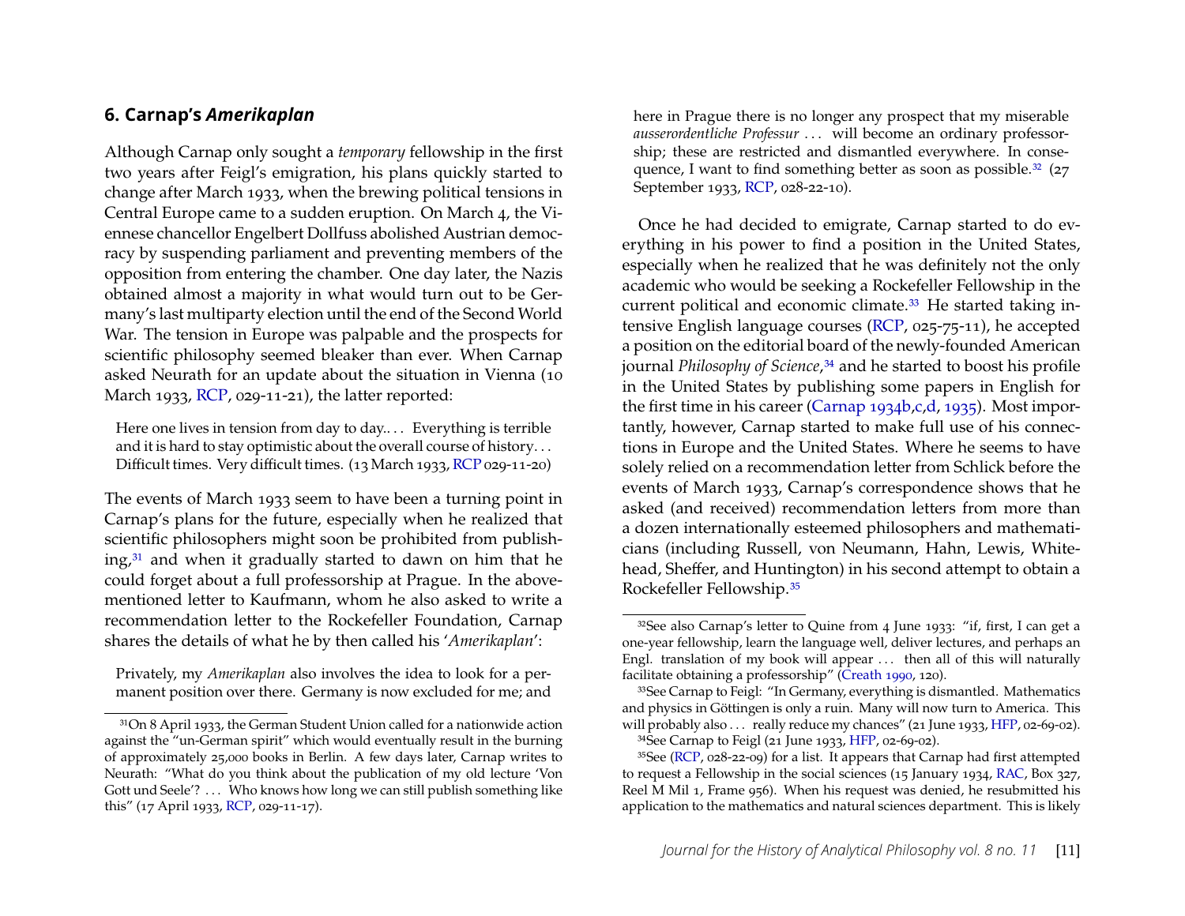## 6. Carnap's *Amerikaplan*

Although Carnap only sought a *temporary* fellowship in the first two years after Feigl's emigration, his plans quickly started to change after March 1933, when the brewing political tensions in Central Europe came to a sudden eruption. On March 4, the Viennese chancellor Engelbert Dollfuss abolished Austrian democracy by suspending parliament and preventing members of the opposition from entering the chamber. One day later, the Nazis obtained almost a majority in what would turn out to be Germany's last multiparty election until the end of the Second World War. The tension in Europe was palpable and the prospects for scientific philosophy seemed bleaker than ever. When Carnap asked Neurath for an update about the situation in Vienna (10 March 1933, RCP, 029-11-21), the latter reported:

> Here one lives in tension from day to day.. . . Everything is terrible and it is hard to stay optimistic about the overall course of history. . . Difficult times. Very difficult times. (13 March 1933, RCP 029-11-20)

The events of March 1933 seem to have been a turning point in Carnap's plans for the future, especially when he realized that scientific philosophers might soon be prohibited from publishing,[31] and when it gradually started to dawn on him that he could forget about a full professorship at Prague. In the above-mentioned letter to Kaufmann, whom he also asked to write a recommendation letter to the Rockefeller Foundation, Carnap shares the details of what he by then called his '*Amerikaplan*':

> Privately, my *Amerikaplan* also involves the idea to look for a permanent position over there. Germany is now excluded for me; and here in Prague there is no longer any prospect that my miserable *ausserordentliche Professur* . . . will become an ordinary professorship; these are restricted and dismantled everywhere. In consequence, I want to find something better as soon as possible.[32] (27 September 1933, RCP, 028-22-10).

Once he had decided to emigrate, Carnap started to do everything in his power to find a position in the United States, especially when he realized that he was definitely not the only academic who would be seeking a Rockefeller Fellowship in the current political and economic climate.[33] He started taking intensive English language courses (RCP, 025-75-11), he accepted a position on the editorial board of the newly-founded American journal *Philosophy of Science*,[34] and he started to boost his profile in the United States by publishing some papers in English for the first time in his career (Carnap 1934b,c,d, 1935). Most importantly, however, Carnap started to make full use of his connections in Europe and the United States. Where he seems to have solely relied on a recommendation letter from Schlick before the events of March 1933, Carnap's correspondence shows that he asked (and received) recommendation letters from more than a dozen internationally esteemed philosophers and mathematicians (including Russell, von Neumann, Hahn, Lewis, Whitehead, Sheffer, and Huntington) in his second attempt to obtain a Rockefeller Fellowship.[35]

---

[31] On 8 April 1933, the German Student Union called for a nationwide action against the "un-German spirit" which would eventually result in the burning of approximately 25,000 books in Berlin. A few days later, Carnap writes to Neurath: "What do you think about the publication of my old lecture 'Von Gott und Seele'? . . . Who knows how long we can still publish something like this" (17 April 1933, RCP, 029-11-17).

[32] See also Carnap's letter to Quine from 4 June 1933: "if, first, I can get a one-year fellowship, learn the language well, deliver lectures, and perhaps an Engl. translation of my book will appear . . . then all of this will naturally facilitate obtaining a professorship" (Creath 1990, 120).

[33] See Carnap to Feigl: "In Germany, everything is dismantled. Mathematics and physics in Göttingen is only a ruin. Many will now turn to America. This will probably also . . . really reduce my chances" (21 June 1933, HFP, 02-69-02).

[34] See Carnap to Feigl (21 June 1933, HFP, 02-69-02).

[35] See (RCP, 028-22-09) for a list. It appears that Carnap had first attempted to request a Fellowship in the social sciences (15 January 1934, RAC, Box 327, Reel M Mil 1, Frame 956). When his request was denied, he resubmitted his application to the mathematics and natural sciences department. This is likely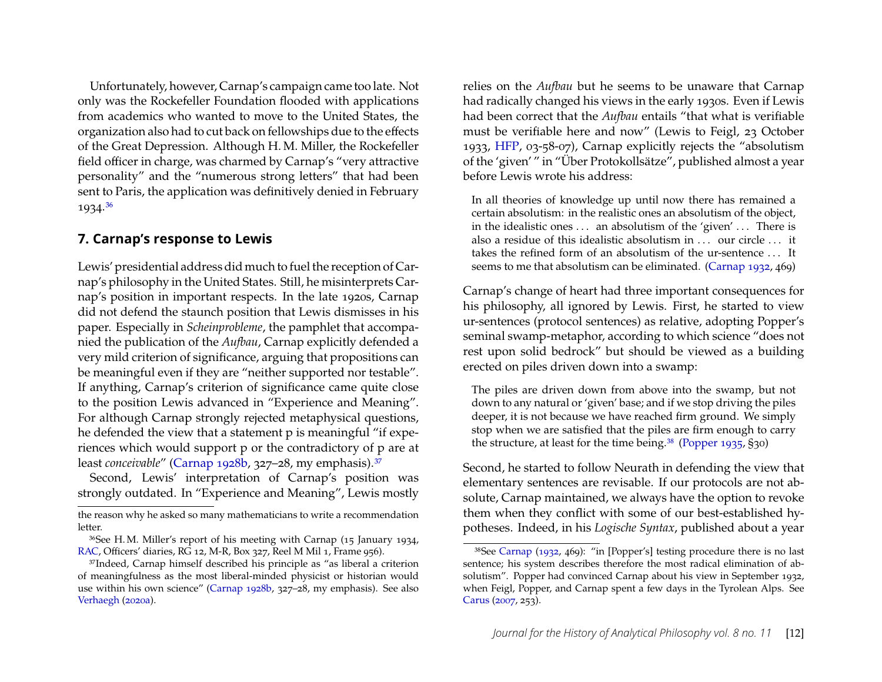Unfortunately, however, Carnap's campaign came too late. Not only was the Rockefeller Foundation flooded with applications from academics who wanted to move to the United States, the organization also had to cut back on fellowships due to the effects of the Great Depression. Although H. M. Miller, the Rockefeller field officer in charge, was charmed by Carnap's "very attractive personality" and the "numerous strong letters" that had been sent to Paris, the application was definitively denied in February 1934.[36]

## 7. Carnap's response to Lewis

Lewis' presidential address did much to fuel the reception of Carnap's philosophy in the United States. Still, he misinterprets Carnap's position in important respects. In the late 1920s, Carnap did not defend the staunch position that Lewis dismisses in his paper. Especially in *Scheinprobleme*, the pamphlet that accompanied the publication of the *Aufbau*, Carnap explicitly defended a very mild criterion of significance, arguing that propositions can be meaningful even if they are "neither supported nor testable". If anything, Carnap's criterion of significance came quite close to the position Lewis advanced in "Experience and Meaning". For although Carnap strongly rejected metaphysical questions, he defended the view that a statement p is meaningful "if experiences which would support p or the contradictory of p are at least *conceivable*" (Carnap 1928b, 327–28, my emphasis).[37]

Second, Lewis' interpretation of Carnap's position was strongly outdated. In "Experience and Meaning", Lewis mostly relies on the *Aufbau* but he seems to be unaware that Carnap had radically changed his views in the early 1930s. Even if Lewis had been correct that the *Aufbau* entails "that what is verifiable must be verifiable here and now" (Lewis to Feigl, 23 October 1933, HFP, 03-58-07), Carnap explicitly rejects the "absolutism of the 'given' " in "Über Protokollsätze", published almost a year before Lewis wrote his address:

> In all theories of knowledge up until now there has remained a certain absolutism: in the realistic ones an absolutism of the object, in the idealistic ones ... an absolutism of the 'given' ... There is also a residue of this idealistic absolutism in ... our circle ... it takes the refined form of an absolutism of the ur-sentence ... It seems to me that absolutism can be eliminated. (Carnap 1932, 469)

Carnap's change of heart had three important consequences for his philosophy, all ignored by Lewis. First, he started to view ur-sentences (protocol sentences) as relative, adopting Popper's seminal swamp-metaphor, according to which science "does not rest upon solid bedrock" but should be viewed as a building erected on piles driven down into a swamp:

> The piles are driven down from above into the swamp, but not down to any natural or 'given' base; and if we stop driving the piles deeper, it is not because we have reached firm ground. We simply stop when we are satisfied that the piles are firm enough to carry the structure, at least for the time being.[38] (Popper 1935, §30)

Second, he started to follow Neurath in defending the view that elementary sentences are revisable. If our protocols are not absolute, Carnap maintained, we always have the option to revoke them when they conflict with some of our best-established hypotheses. Indeed, in his *Logische Syntax*, published about a year

---

the reason why he asked so many mathematicians to write a recommendation letter.

[36] See H. M. Miller's report of his meeting with Carnap (15 January 1934, RAC, Officers' diaries, RG 12, M-R, Box 327, Reel M Mil 1, Frame 956).

[37] Indeed, Carnap himself described his principle as "as liberal a criterion of meaningfulness as the most liberal-minded physicist or historian would use within his own science" (Carnap 1928b, 327–28, my emphasis). See also Verhaegh (2020a).

[38] See Carnap (1932, 469): "in [Popper's] testing procedure there is no last sentence; his system describes therefore the most radical elimination of absolutism". Popper had convinced Carnap about his view in September 1932, when Feigl, Popper, and Carnap spent a few days in the Tyrolean Alps. See Carus (2007, 253).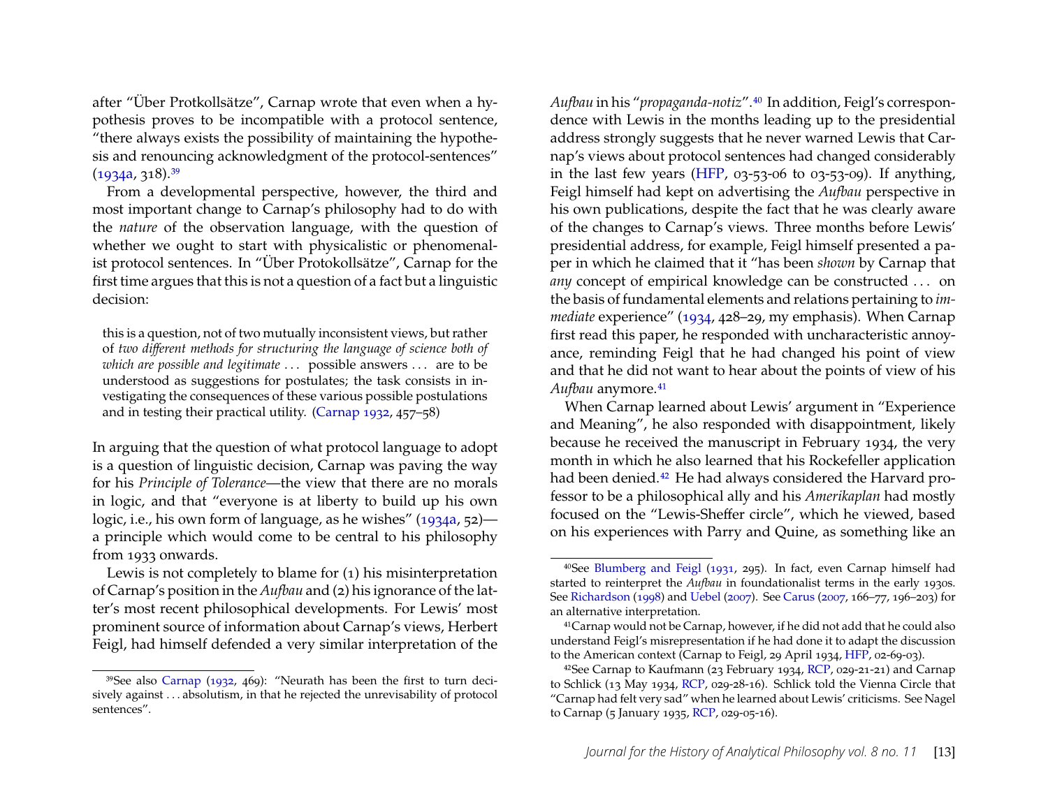after "Über Protkollsätze", Carnap wrote that even when a hypothesis proves to be incompatible with a protocol sentence, "there always exists the possibility of maintaining the hypothesis and renouncing acknowledgment of the protocol-sentences" (1934a, 318).[39]

From a developmental perspective, however, the third and most important change to Carnap's philosophy had to do with the *nature* of the observation language, with the question of whether we ought to start with physicalistic or phenomenalist protocol sentences. In "Über Protokollsätze", Carnap for the first time argues that this is not a question of a fact but a linguistic decision:

> this is a question, not of two mutually inconsistent views, but rather of *two different methods for structuring the language of science both of which are possible and legitimate* ... possible answers ... are to be understood as suggestions for postulates; the task consists in investigating the consequences of these various possible postulations and in testing their practical utility. (Carnap 1932, 457–58)

In arguing that the question of what protocol language to adopt is a question of linguistic decision, Carnap was paving the way for his *Principle of Tolerance*—the view that there are no morals in logic, and that "everyone is at liberty to build up his own logic, i.e., his own form of language, as he wishes" (1934a, 52)—a principle which would come to be central to his philosophy from 1933 onwards.

Lewis is not completely to blame for (1) his misinterpretation of Carnap's position in the *Aufbau* and (2) his ignorance of the latter's most recent philosophical developments. For Lewis' most prominent source of information about Carnap's views, Herbert Feigl, had himself defended a very similar interpretation of the *Aufbau* in his "*propaganda-notiz*".[40] In addition, Feigl's correspondence with Lewis in the months leading up to the presidential address strongly suggests that he never warned Lewis that Carnap's views about protocol sentences had changed considerably in the last few years (HFP, 03-53-06 to 03-53-09). If anything, Feigl himself had kept on advertising the *Aufbau* perspective in his own publications, despite the fact that he was clearly aware of the changes to Carnap's views. Three months before Lewis' presidential address, for example, Feigl himself presented a paper in which he claimed that it "has been *shown* by Carnap that *any* concept of empirical knowledge can be constructed ... on the basis of fundamental elements and relations pertaining to *immediate* experience" (1934, 428–29, my emphasis). When Carnap first read this paper, he responded with uncharacteristic annoyance, reminding Feigl that he had changed his point of view and that he did not want to hear about the points of view of his *Aufbau* anymore.[41]

When Carnap learned about Lewis' argument in "Experience and Meaning", he also responded with disappointment, likely because he received the manuscript in February 1934, the very month in which he also learned that his Rockefeller application had been denied.[42] He had always considered the Harvard professor to be a philosophical ally and his *Amerikaplan* had mostly focused on the "Lewis-Sheffer circle", which he viewed, based on his experiences with Parry and Quine, as something like an

---

[39] See also Carnap (1932, 469): "Neurath has been the first to turn decisively against ... absolutism, in that he rejected the unrevisability of protocol sentences".

[40] See Blumberg and Feigl (1931, 295). In fact, even Carnap himself had started to reinterpret the *Aufbau* in foundationalist terms in the early 1930s. See Richardson (1998) and Uebel (2007). See Carus (2007, 166–77, 196–203) for an alternative interpretation.

[41] Carnap would not be Carnap, however, if he did not add that he could also understand Feigl's misrepresentation if he had done it to adapt the discussion to the American context (Carnap to Feigl, 29 April 1934, HFP, 02-69-03).

[42] See Carnap to Kaufmann (23 February 1934, RCP, 029-21-21) and Carnap to Schlick (13 May 1934, RCP, 029-28-16). Schlick told the Vienna Circle that "Carnap had felt very sad" when he learned about Lewis' criticisms. See Nagel to Carnap (5 January 1935, RCP, 029-05-16).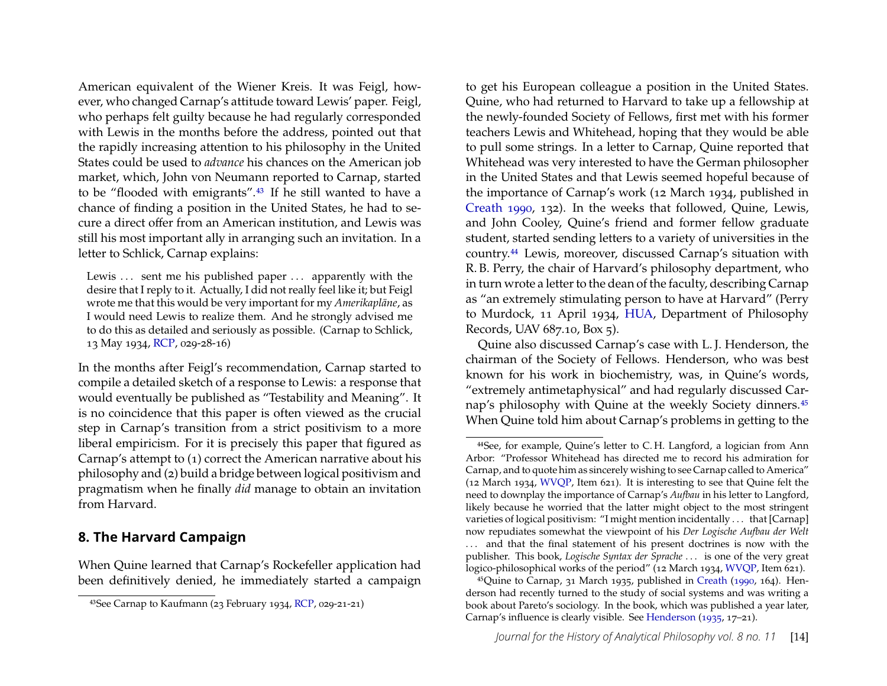American equivalent of the Wiener Kreis. It was Feigl, however, who changed Carnap's attitude toward Lewis' paper. Feigl, who perhaps felt guilty because he had regularly corresponded with Lewis in the months before the address, pointed out that the rapidly increasing attention to his philosophy in the United States could be used to *advance* his chances on the American job market, which, John von Neumann reported to Carnap, started to be "flooded with emigrants".[43] If he still wanted to have a chance of finding a position in the United States, he had to secure a direct offer from an American institution, and Lewis was still his most important ally in arranging such an invitation. In a letter to Schlick, Carnap explains:

> Lewis ... sent me his published paper ... apparently with the desire that I reply to it. Actually, I did not really feel like it; but Feigl wrote me that this would be very important for my *Amerikapläne*, as I would need Lewis to realize them. And he strongly advised me to do this as detailed and seriously as possible. (Carnap to Schlick, 13 May 1934, RCP, 029-28-16)

In the months after Feigl's recommendation, Carnap started to compile a detailed sketch of a response to Lewis: a response that would eventually be published as "Testability and Meaning". It is no coincidence that this paper is often viewed as the crucial step in Carnap's transition from a strict positivism to a more liberal empiricism. For it is precisely this paper that figured as Carnap's attempt to (1) correct the American narrative about his philosophy and (2) build a bridge between logical positivism and pragmatism when he finally *did* manage to obtain an invitation from Harvard.

## 8. The Harvard Campaign

When Quine learned that Carnap's Rockefeller application had been definitively denied, he immediately started a campaign to get his European colleague a position in the United States. Quine, who had returned to Harvard to take up a fellowship at the newly-founded Society of Fellows, first met with his former teachers Lewis and Whitehead, hoping that they would be able to pull some strings. In a letter to Carnap, Quine reported that Whitehead was very interested to have the German philosopher in the United States and that Lewis seemed hopeful because of the importance of Carnap's work (12 March 1934, published in Creath 1990, 132). In the weeks that followed, Quine, Lewis, and John Cooley, Quine's friend and former fellow graduate student, started sending letters to a variety of universities in the country.[44] Lewis, moreover, discussed Carnap's situation with R. B. Perry, the chair of Harvard's philosophy department, who in turn wrote a letter to the dean of the faculty, describing Carnap as "an extremely stimulating person to have at Harvard" (Perry to Murdock, 11 April 1934, HUA, Department of Philosophy Records, UAV 687.10, Box 5).

Quine also discussed Carnap's case with L. J. Henderson, the chairman of the Society of Fellows. Henderson, who was best known for his work in biochemistry, was, in Quine's words, "extremely antimetaphysical" and had regularly discussed Carnap's philosophy with Quine at the weekly Society dinners.[45] When Quine told him about Carnap's problems in getting to the

---

[43] See Carnap to Kaufmann (23 February 1934, RCP, 029-21-21)

[44] See, for example, Quine's letter to C. H. Langford, a logician from Ann Arbor: "Professor Whitehead has directed me to record his admiration for Carnap, and to quote him as sincerely wishing to see Carnap called to America" (12 March 1934, WVQP, Item 621). It is interesting to see that Quine felt the need to downplay the importance of Carnap's *Aufbau* in his letter to Langford, likely because he worried that the latter might object to the most stringent varieties of logical positivism: "I might mention incidentally ... that [Carnap] now repudiates somewhat the viewpoint of his *Der Logische Aufbau der Welt* ... and that the final statement of his present doctrines is now with the publisher. This book, *Logische Syntax der Sprache* ... is one of the very great logico-philosophical works of the period" (12 March 1934, WVQP, Item 621).

[45] Quine to Carnap, 31 March 1935, published in Creath (1990, 164). Henderson had recently turned to the study of social systems and was writing a book about Pareto's sociology. In the book, which was published a year later, Carnap's influence is clearly visible. See Henderson (1935, 17–21).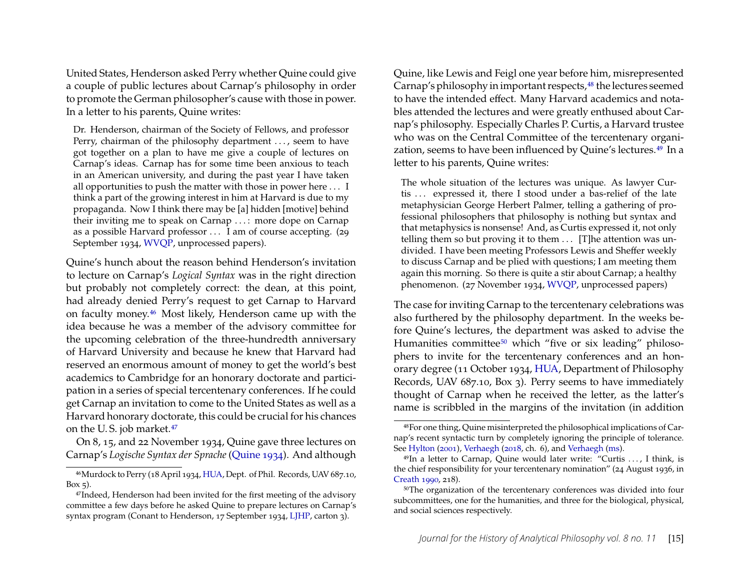United States, Henderson asked Perry whether Quine could give a couple of public lectures about Carnap's philosophy in order to promote the German philosopher's cause with those in power. In a letter to his parents, Quine writes:

> Dr. Henderson, chairman of the Society of Fellows, and professor Perry, chairman of the philosophy department . . . , seem to have got together on a plan to have me give a couple of lectures on Carnap's ideas. Carnap has for some time been anxious to teach in an American university, and during the past year I have taken all opportunities to push the matter with those in power here . . . I think a part of the growing interest in him at Harvard is due to my propaganda. Now I think there may be [a] hidden [motive] behind their inviting me to speak on Carnap . . . : more dope on Carnap as a possible Harvard professor . . . I am of course accepting. (29 September 1934, WVQP, unprocessed papers).

Quine's hunch about the reason behind Henderson's invitation to lecture on Carnap's *Logical Syntax* was in the right direction but probably not completely correct: the dean, at this point, had already denied Perry's request to get Carnap to Harvard on faculty money.[46] Most likely, Henderson came up with the idea because he was a member of the advisory committee for the upcoming celebration of the three-hundredth anniversary of Harvard University and because he knew that Harvard had reserved an enormous amount of money to get the world's best academics to Cambridge for an honorary doctorate and participation in a series of special tercentenary conferences. If he could get Carnap an invitation to come to the United States as well as a Harvard honorary doctorate, this could be crucial for his chances on the U. S. job market.[47]

On 8, 15, and 22 November 1934, Quine gave three lectures on Carnap's *Logische Syntax der Sprache* (Quine 1934). And although Quine, like Lewis and Feigl one year before him, misrepresented Carnap's philosophy in important respects,[48] the lectures seemed to have the intended effect. Many Harvard academics and notables attended the lectures and were greatly enthused about Carnap's philosophy. Especially Charles P. Curtis, a Harvard trustee who was on the Central Committee of the tercentenary organization, seems to have been influenced by Quine's lectures.[49] In a letter to his parents, Quine writes:

> The whole situation of the lectures was unique. As lawyer Curtis . . . expressed it, there I stood under a bas-relief of the late metaphysician George Herbert Palmer, telling a gathering of professional philosophers that philosophy is nothing but syntax and that metaphysics is nonsense! And, as Curtis expressed it, not only telling them so but proving it to them . . . [T]he attention was undivided. I have been meeting Professors Lewis and Sheffer weekly to discuss Carnap and be plied with questions; I am meeting them again this morning. So there is quite a stir about Carnap; a healthy phenomenon. (27 November 1934, WVQP, unprocessed papers)

The case for inviting Carnap to the tercentenary celebrations was also furthered by the philosophy department. In the weeks before Quine's lectures, the department was asked to advise the Humanities committee[50] which "five or six leading" philosophers to invite for the tercentenary conferences and an honorary degree (11 October 1934, HUA, Department of Philosophy Records, UAV 687.10, Box 3). Perry seems to have immediately thought of Carnap when he received the letter, as the latter's name is scribbled in the margins of the invitation (in addition

---

[46] Murdock to Perry (18 April 1934, HUA, Dept. of Phil. Records, UAV 687.10, Box 5).

[47] Indeed, Henderson had been invited for the first meeting of the advisory committee a few days before he asked Quine to prepare lectures on Carnap's syntax program (Conant to Henderson, 17 September 1934, LJHP, carton 3).

[48] For one thing, Quine misinterpreted the philosophical implications of Carnap's recent syntactic turn by completely ignoring the principle of tolerance. See Hylton (2001), Verhaegh (2018, ch. 6), and Verhaegh (ms).

[49] In a letter to Carnap, Quine would later write: "Curtis . . . , I think, is the chief responsibility for your tercentenary nomination" (24 August 1936, in Creath 1990, 218).

[50] The organization of the tercentenary conferences was divided into four subcommittees, one for the humanities, and three for the biological, physical, and social sciences respectively.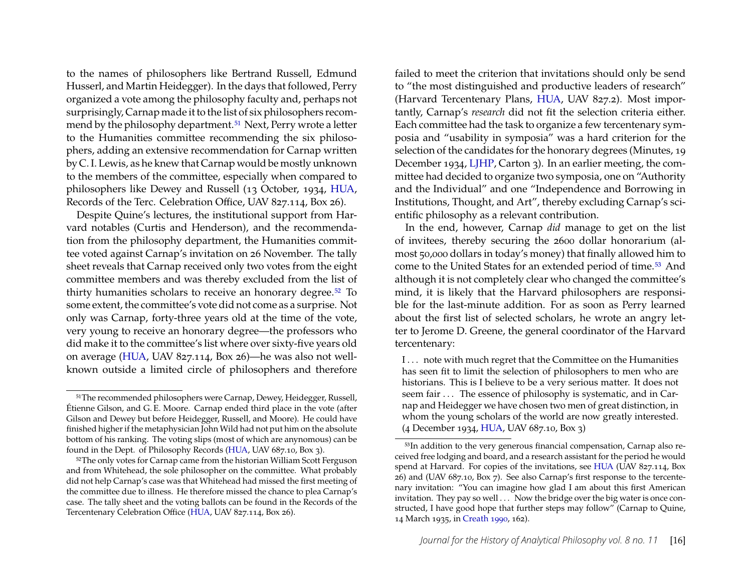to the names of philosophers like Bertrand Russell, Edmund Husserl, and Martin Heidegger). In the days that followed, Perry organized a vote among the philosophy faculty and, perhaps not surprisingly, Carnap made it to the list of six philosophers recommend by the philosophy department.[51] Next, Perry wrote a letter to the Humanities committee recommending the six philosophers, adding an extensive recommendation for Carnap written by C. I. Lewis, as he knew that Carnap would be mostly unknown to the members of the committee, especially when compared to philosophers like Dewey and Russell (13 October, 1934, HUA, Records of the Terc. Celebration Office, UAV 827.114, Box 26).

Despite Quine's lectures, the institutional support from Harvard notables (Curtis and Henderson), and the recommendation from the philosophy department, the Humanities committee voted against Carnap's invitation on 26 November. The tally sheet reveals that Carnap received only two votes from the eight committee members and was thereby excluded from the list of thirty humanities scholars to receive an honorary degree.[52] To some extent, the committee's vote did not come as a surprise. Not only was Carnap, forty-three years old at the time of the vote, very young to receive an honorary degree—the professors who did make it to the committee's list where over sixty-five years old on average (HUA, UAV 827.114, Box 26)—he was also not well-known outside a limited circle of philosophers and therefore failed to meet the criterion that invitations should only be send to "the most distinguished and productive leaders of research" (Harvard Tercentenary Plans, HUA, UAV 827.2). Most importantly, Carnap's *research* did not fit the selection criteria either. Each committee had the task to organize a few tercentenary symposia and "usability in symposia" was a hard criterion for the selection of the candidates for the honorary degrees (Minutes, 19 December 1934, LJHP, Carton 3). In an earlier meeting, the committee had decided to organize two symposia, one on "Authority and the Individual" and one "Independence and Borrowing in Institutions, Thought, and Art", thereby excluding Carnap's scientific philosophy as a relevant contribution.

In the end, however, Carnap *did* manage to get on the list of invitees, thereby securing the 2600 dollar honorarium (almost 50,000 dollars in today's money) that finally allowed him to come to the United States for an extended period of time.[53] And although it is not completely clear who changed the committee's mind, it is likely that the Harvard philosophers are responsible for the last-minute addition. For as soon as Perry learned about the first list of selected scholars, he wrote an angry letter to Jerome D. Greene, the general coordinator of the Harvard tercentenary:

> I . . . note with much regret that the Committee on the Humanities has seen fit to limit the selection of philosophers to men who are historians. This is I believe to be a very serious matter. It does not seem fair . . . The essence of philosophy is systematic, and in Carnap and Heidegger we have chosen two men of great distinction, in whom the young scholars of the world are now greatly interested. (4 December 1934, HUA, UAV 687.10, Box 3)

---

[51] The recommended philosophers were Carnap, Dewey, Heidegger, Russell, Étienne Gilson, and G. E. Moore. Carnap ended third place in the vote (after Gilson and Dewey but before Heidegger, Russell, and Moore). He could have finished higher if the metaphysician John Wild had not put him on the absolute bottom of his ranking. The voting slips (most of which are anynomous) can be found in the Dept. of Philosophy Records (HUA, UAV 687.10, Box 3).

[52] The only votes for Carnap came from the historian William Scott Ferguson and from Whitehead, the sole philosopher on the committee. What probably did not help Carnap's case was that Whitehead had missed the first meeting of the committee due to illness. He therefore missed the chance to plea Carnap's case. The tally sheet and the voting ballots can be found in the Records of the Tercentenary Celebration Office (HUA, UAV 827.114, Box 26).

[53] In addition to the very generous financial compensation, Carnap also received free lodging and board, and a research assistant for the period he would spend at Harvard. For copies of the invitations, see HUA (UAV 827.114, Box 26) and (UAV 687.10, Box 7). See also Carnap's first response to the tercentenary invitation: "You can imagine how glad I am about this first American invitation. They pay so well . . . Now the bridge over the big water is once constructed, I have good hope that further steps may follow" (Carnap to Quine, 14 March 1935, in Creath 1990, 162).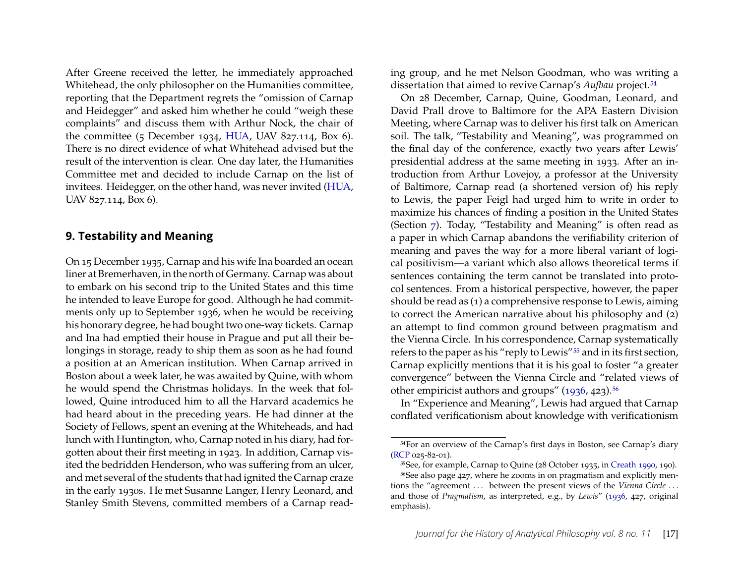After Greene received the letter, he immediately approached Whitehead, the only philosopher on the Humanities committee, reporting that the Department regrets the "omission of Carnap and Heidegger" and asked him whether he could "weigh these complaints" and discuss them with Arthur Nock, the chair of the committee (5 December 1934, HUA, UAV 827.114, Box 6). There is no direct evidence of what Whitehead advised but the result of the intervention is clear. One day later, the Humanities Committee met and decided to include Carnap on the list of invitees. Heidegger, on the other hand, was never invited (HUA, UAV 827.114, Box 6).

## 9. Testability and Meaning

On 15 December 1935, Carnap and his wife Ina boarded an ocean liner at Bremerhaven, in the north of Germany. Carnap was about to embark on his second trip to the United States and this time he intended to leave Europe for good. Although he had commitments only up to September 1936, when he would be receiving his honorary degree, he had bought two one-way tickets. Carnap and Ina had emptied their house in Prague and put all their belongings in storage, ready to ship them as soon as he had found a position at an American institution. When Carnap arrived in Boston about a week later, he was awaited by Quine, with whom he would spend the Christmas holidays. In the week that followed, Quine introduced him to all the Harvard academics he had heard about in the preceding years. He had dinner at the Society of Fellows, spent an evening at the Whiteheads, and had lunch with Huntington, who, Carnap noted in his diary, had forgotten about their first meeting in 1923. In addition, Carnap visited the bedridden Henderson, who was suffering from an ulcer, and met several of the students that had ignited the Carnap craze in the early 1930s. He met Susanne Langer, Henry Leonard, and Stanley Smith Stevens, committed members of a Carnap reading group, and he met Nelson Goodman, who was writing a dissertation that aimed to revive Carnap's *Aufbau* project.[54]

On 28 December, Carnap, Quine, Goodman, Leonard, and David Prall drove to Baltimore for the APA Eastern Division Meeting, where Carnap was to deliver his first talk on American soil. The talk, "Testability and Meaning", was programmed on the final day of the conference, exactly two years after Lewis' presidential address at the same meeting in 1933. After an introduction from Arthur Lovejoy, a professor at the University of Baltimore, Carnap read (a shortened version of) his reply to Lewis, the paper Feigl had urged him to write in order to maximize his chances of finding a position in the United States (Section 7). Today, "Testability and Meaning" is often read as a paper in which Carnap abandons the verifiability criterion of meaning and paves the way for a more liberal variant of logical positivism—a variant which also allows theoretical terms if sentences containing the term cannot be translated into protocol sentences. From a historical perspective, however, the paper should be read as (1) a comprehensive response to Lewis, aiming to correct the American narrative about his philosophy and (2) an attempt to find common ground between pragmatism and the Vienna Circle. In his correspondence, Carnap systematically refers to the paper as his "reply to Lewis"[55] and in its first section, Carnap explicitly mentions that it is his goal to foster "a greater convergence" between the Vienna Circle and "related views of other empiricist authors and groups" (1936, 423).[56]

In "Experience and Meaning", Lewis had argued that Carnap conflated verificationism about knowledge with verificationism

---

[54] For an overview of the Carnap's first days in Boston, see Carnap's diary (RCP 025-82-01).

[55] See, for example, Carnap to Quine (28 October 1935, in Creath 1990, 190).

[56] See also page 427, where he zooms in on pragmatism and explicitly mentions the "agreement ... between the present views of the *Vienna Circle* ... and those of *Pragmatism*, as interpreted, e.g., by *Lewis*" (1936, 427, original emphasis).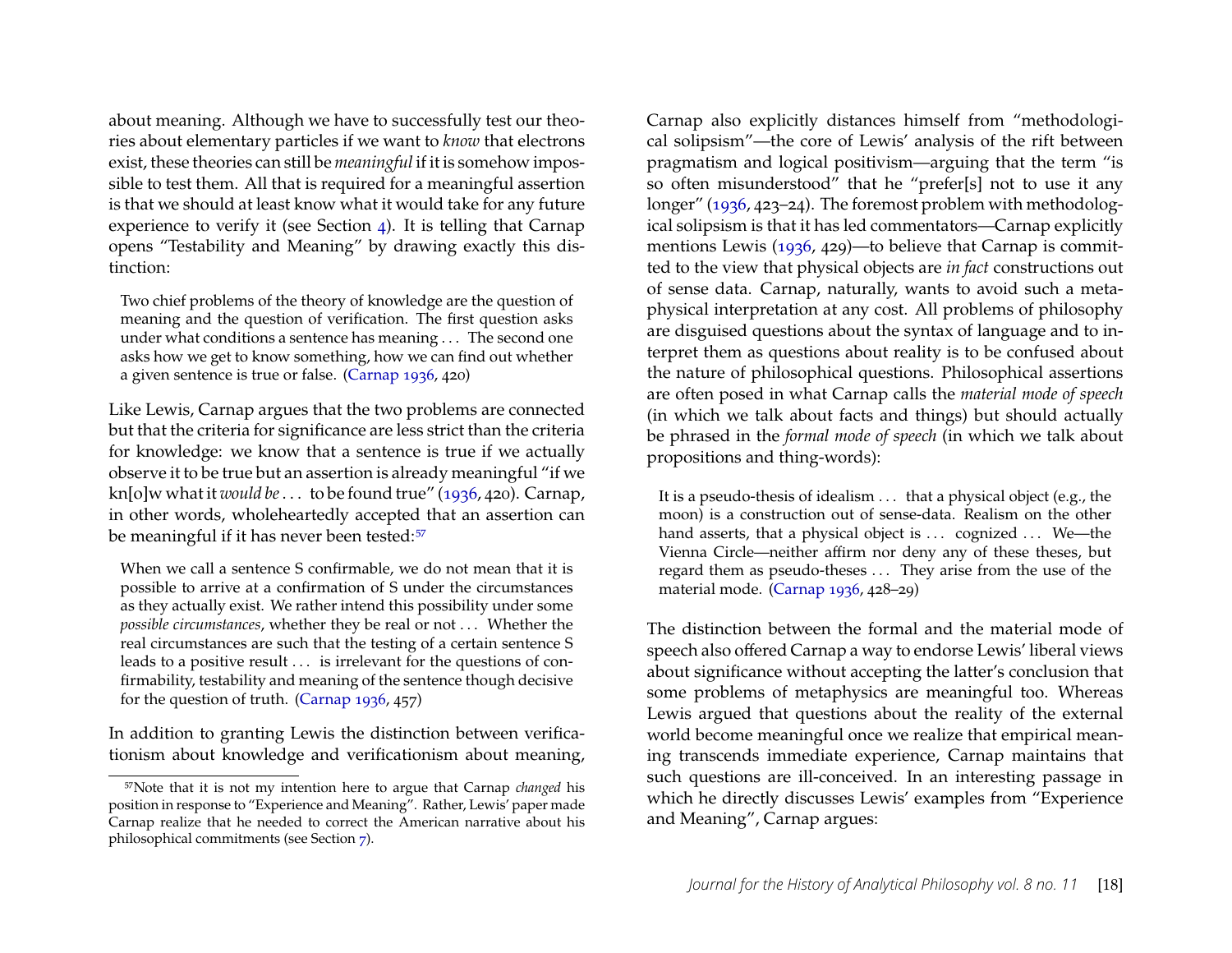about meaning. Although we have to successfully test our theories about elementary particles if we want to *know* that electrons exist, these theories can still be *meaningful* if it is somehow impossible to test them. All that is required for a meaningful assertion is that we should at least know what it would take for any future experience to verify it (see Section 4). It is telling that Carnap opens "Testability and Meaning" by drawing exactly this distinction:

> Two chief problems of the theory of knowledge are the question of meaning and the question of verification. The first question asks under what conditions a sentence has meaning . . . The second one asks how we get to know something, how we can find out whether a given sentence is true or false. (Carnap 1936, 420)

Like Lewis, Carnap argues that the two problems are connected but that the criteria for significance are less strict than the criteria for knowledge: we know that a sentence is true if we actually observe it to be true but an assertion is already meaningful "if we kn[o]w what it *would be* . . . to be found true" (1936, 420). Carnap, in other words, wholeheartedly accepted that an assertion can be meaningful if it has never been tested:[57]

> When we call a sentence S confirmable, we do not mean that it is possible to arrive at a confirmation of S under the circumstances as they actually exist. We rather intend this possibility under some *possible circumstances*, whether they be real or not . . . Whether the real circumstances are such that the testing of a certain sentence S leads to a positive result . . . is irrelevant for the questions of confirmability, testability and meaning of the sentence though decisive for the question of truth. (Carnap 1936, 457)

In addition to granting Lewis the distinction between verificationism about knowledge and verificationism about meaning, Carnap also explicitly distances himself from "methodological solipsism"—the core of Lewis' analysis of the rift between pragmatism and logical positivism—arguing that the term "is so often misunderstood" that he "prefer[s] not to use it any longer" (1936, 423–24). The foremost problem with methodological solipsism is that it has led commentators—Carnap explicitly mentions Lewis (1936, 429)—to believe that Carnap is committed to the view that physical objects are *in fact* constructions out of sense data. Carnap, naturally, wants to avoid such a metaphysical interpretation at any cost. All problems of philosophy are disguised questions about the syntax of language and to interpret them as questions about reality is to be confused about the nature of philosophical questions. Philosophical assertions are often posed in what Carnap calls the *material mode of speech* (in which we talk about facts and things) but should actually be phrased in the *formal mode of speech* (in which we talk about propositions and thing-words):

> It is a pseudo-thesis of idealism . . . that a physical object (e.g., the moon) is a construction out of sense-data. Realism on the other hand asserts, that a physical object is . . . cognized . . . We—the Vienna Circle—neither affirm nor deny any of these theses, but regard them as pseudo-theses . . . They arise from the use of the material mode. (Carnap 1936, 428–29)

The distinction between the formal and the material mode of speech also offered Carnap a way to endorse Lewis' liberal views about significance without accepting the latter's conclusion that some problems of metaphysics are meaningful too. Whereas Lewis argued that questions about the reality of the external world become meaningful once we realize that empirical meaning transcends immediate experience, Carnap maintains that such questions are ill-conceived. In an interesting passage in which he directly discusses Lewis' examples from "Experience and Meaning", Carnap argues:

[57] Note that it is not my intention here to argue that Carnap *changed* his position in response to "Experience and Meaning". Rather, Lewis' paper made Carnap realize that he needed to correct the American narrative about his philosophical commitments (see Section 7).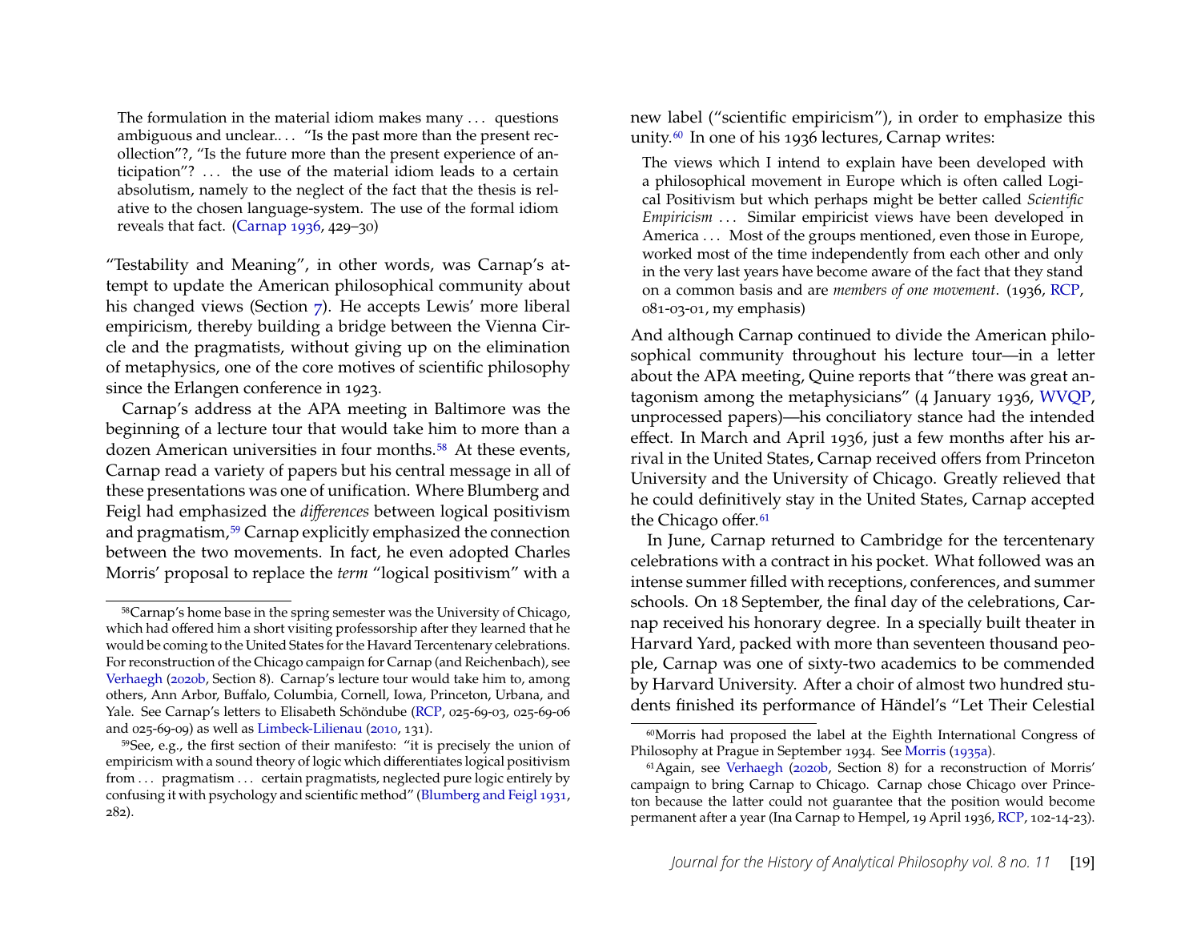> The formulation in the material idiom makes many . . . questions ambiguous and unclear.. . . "Is the past more than the present recollection"?, "Is the future more than the present experience of anticipation"? . . . the use of the material idiom leads to a certain absolutism, namely to the neglect of the fact that the thesis is relative to the chosen language-system. The use of the formal idiom reveals that fact. (Carnap 1936, 429–30)

"Testability and Meaning", in other words, was Carnap's attempt to update the American philosophical community about his changed views (Section 7). He accepts Lewis' more liberal empiricism, thereby building a bridge between the Vienna Circle and the pragmatists, without giving up on the elimination of metaphysics, one of the core motives of scientific philosophy since the Erlangen conference in 1923.

Carnap's address at the APA meeting in Baltimore was the beginning of a lecture tour that would take him to more than a dozen American universities in four months.[58] At these events, Carnap read a variety of papers but his central message in all of these presentations was one of unification. Where Blumberg and Feigl had emphasized the *differences* between logical positivism and pragmatism,[59] Carnap explicitly emphasized the connection between the two movements. In fact, he even adopted Charles Morris' proposal to replace the *term* "logical positivism" with a new label ("scientific empiricism"), in order to emphasize this unity.[60] In one of his 1936 lectures, Carnap writes:

> The views which I intend to explain have been developed with a philosophical movement in Europe which is often called Logical Positivism but which perhaps might be better called *Scientific Empiricism* . . . Similar empiricist views have been developed in America . . . Most of the groups mentioned, even those in Europe, worked most of the time independently from each other and only in the very last years have become aware of the fact that they stand on a common basis and are *members of one movement*. (1936, RCP, 081-03-01, my emphasis)

And although Carnap continued to divide the American philosophical community throughout his lecture tour—in a letter about the APA meeting, Quine reports that "there was great antagonism among the metaphysicians" (4 January 1936, WVQP, unprocessed papers)—his conciliatory stance had the intended effect. In March and April 1936, just a few months after his arrival in the United States, Carnap received offers from Princeton University and the University of Chicago. Greatly relieved that he could definitively stay in the United States, Carnap accepted the Chicago offer.[61]

In June, Carnap returned to Cambridge for the tercentenary celebrations with a contract in his pocket. What followed was an intense summer filled with receptions, conferences, and summer schools. On 18 September, the final day of the celebrations, Carnap received his honorary degree. In a specially built theater in Harvard Yard, packed with more than seventeen thousand people, Carnap was one of sixty-two academics to be commended by Harvard University. After a choir of almost two hundred students finished its performance of Händel's "Let Their Celestial

---

[58] Carnap's home base in the spring semester was the University of Chicago, which had offered him a short visiting professorship after they learned that he would be coming to the United States for the Havard Tercentenary celebrations. For reconstruction of the Chicago campaign for Carnap (and Reichenbach), see Verhaegh (2020b, Section 8). Carnap's lecture tour would take him to, among others, Ann Arbor, Buffalo, Columbia, Cornell, Iowa, Princeton, Urbana, and Yale. See Carnap's letters to Elisabeth Schöndube (RCP, 025-69-03, 025-69-06 and 025-69-09) as well as Limbeck-Lilienau (2010, 131).

[59] See, e.g., the first section of their manifesto: "it is precisely the union of empiricism with a sound theory of logic which differentiates logical positivism from . . . pragmatism . . . certain pragmatists, neglected pure logic entirely by confusing it with psychology and scientific method" (Blumberg and Feigl 1931, 282).

[60] Morris had proposed the label at the Eighth International Congress of Philosophy at Prague in September 1934. See Morris (1935a).

[61] Again, see Verhaegh (2020b, Section 8) for a reconstruction of Morris' campaign to bring Carnap to Chicago. Carnap chose Chicago over Princeton because the latter could not guarantee that the position would become permanent after a year (Ina Carnap to Hempel, 19 April 1936, RCP, 102-14-23).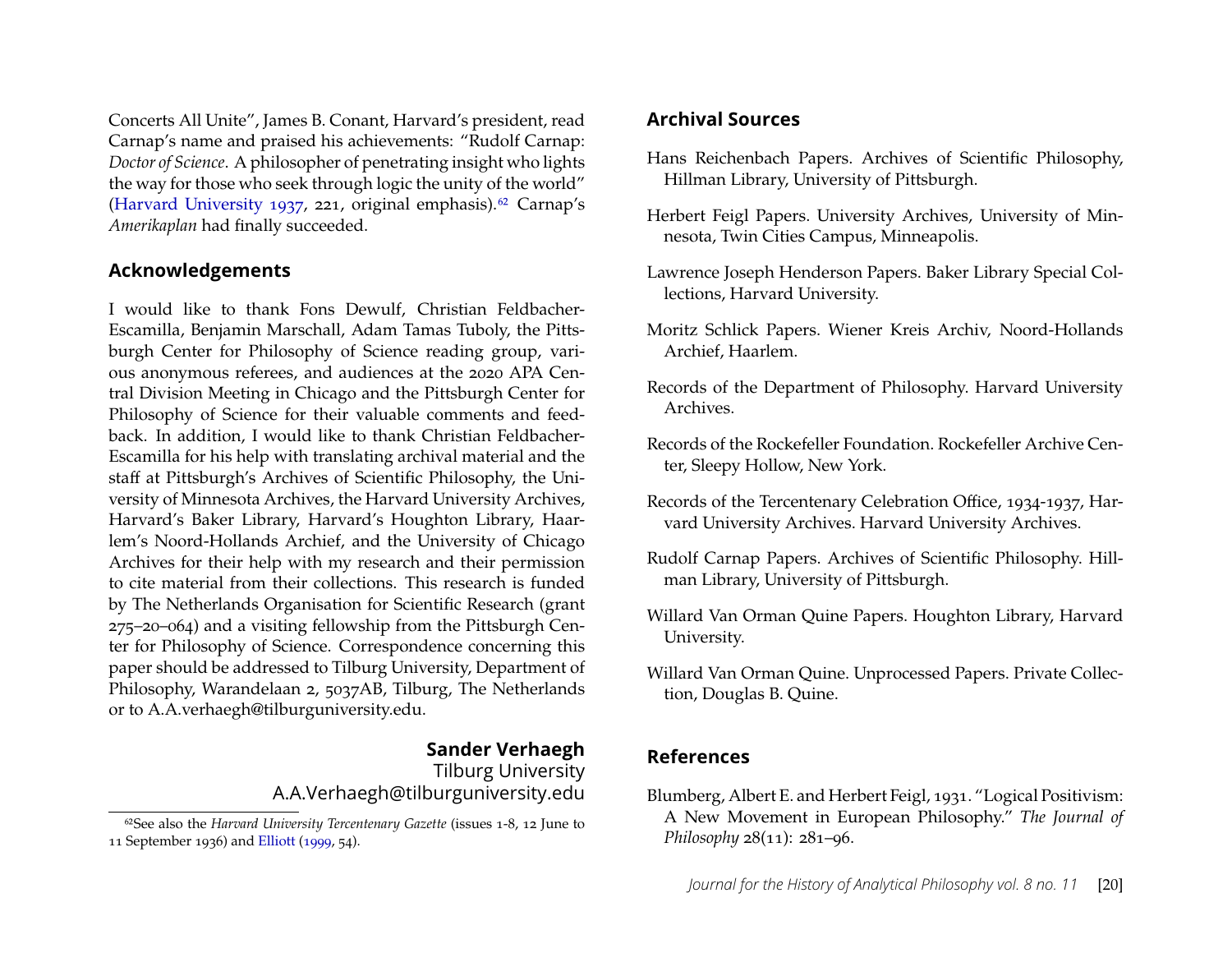Concerts All Unite", James B. Conant, Harvard's president, read Carnap's name and praised his achievements: "Rudolf Carnap: *Doctor of Science*. A philosopher of penetrating insight who lights the way for those who seek through logic the unity of the world" (Harvard University 1937, 221, original emphasis).[62] Carnap's *Amerikaplan* had finally succeeded.

## Acknowledgements

I would like to thank Fons Dewulf, Christian Feldbacher-Escamilla, Benjamin Marschall, Adam Tamas Tuboly, the Pittsburgh Center for Philosophy of Science reading group, various anonymous referees, and audiences at the 2020 APA Central Division Meeting in Chicago and the Pittsburgh Center for Philosophy of Science for their valuable comments and feedback. In addition, I would like to thank Christian Feldbacher-Escamilla for his help with translating archival material and the staff at Pittsburgh's Archives of Scientific Philosophy, the University of Minnesota Archives, the Harvard University Archives, Harvard's Baker Library, Harvard's Houghton Library, Haarlem's Noord-Hollands Archief, and the University of Chicago Archives for their help with my research and their permission to cite material from their collections. This research is funded by The Netherlands Organisation for Scientific Research (grant 275–20–064) and a visiting fellowship from the Pittsburgh Center for Philosophy of Science. Correspondence concerning this paper should be addressed to Tilburg University, Department of Philosophy, Warandelaan 2, 5037AB, Tilburg, The Netherlands or to A.A.verhaegh@tilburguniversity.edu.

**Sander Verhaegh**
Tilburg University
A.A.Verhaegh@tilburguniversity.edu

[62] See also the *Harvard University Tercentenary Gazette* (issues 1-8, 12 June to 11 September 1936) and Elliott (1999, 54).

## Archival Sources

Hans Reichenbach Papers. Archives of Scientific Philosophy, Hillman Library, University of Pittsburgh.

Herbert Feigl Papers. University Archives, University of Minnesota, Twin Cities Campus, Minneapolis.

Lawrence Joseph Henderson Papers. Baker Library Special Collections, Harvard University.

Moritz Schlick Papers. Wiener Kreis Archiv, Noord-Hollands Archief, Haarlem.

Records of the Department of Philosophy. Harvard University Archives.

Records of the Rockefeller Foundation. Rockefeller Archive Center, Sleepy Hollow, New York.

Records of the Tercentenary Celebration Office, 1934-1937, Harvard University Archives. Harvard University Archives.

Rudolf Carnap Papers. Archives of Scientific Philosophy. Hillman Library, University of Pittsburgh.

Willard Van Orman Quine Papers. Houghton Library, Harvard University.

Willard Van Orman Quine. Unprocessed Papers. Private Collection, Douglas B. Quine.

## References

Blumberg, Albert E. and Herbert Feigl, 1931. "Logical Positivism: A New Movement in European Philosophy." *The Journal of Philosophy* 28(11): 281–96.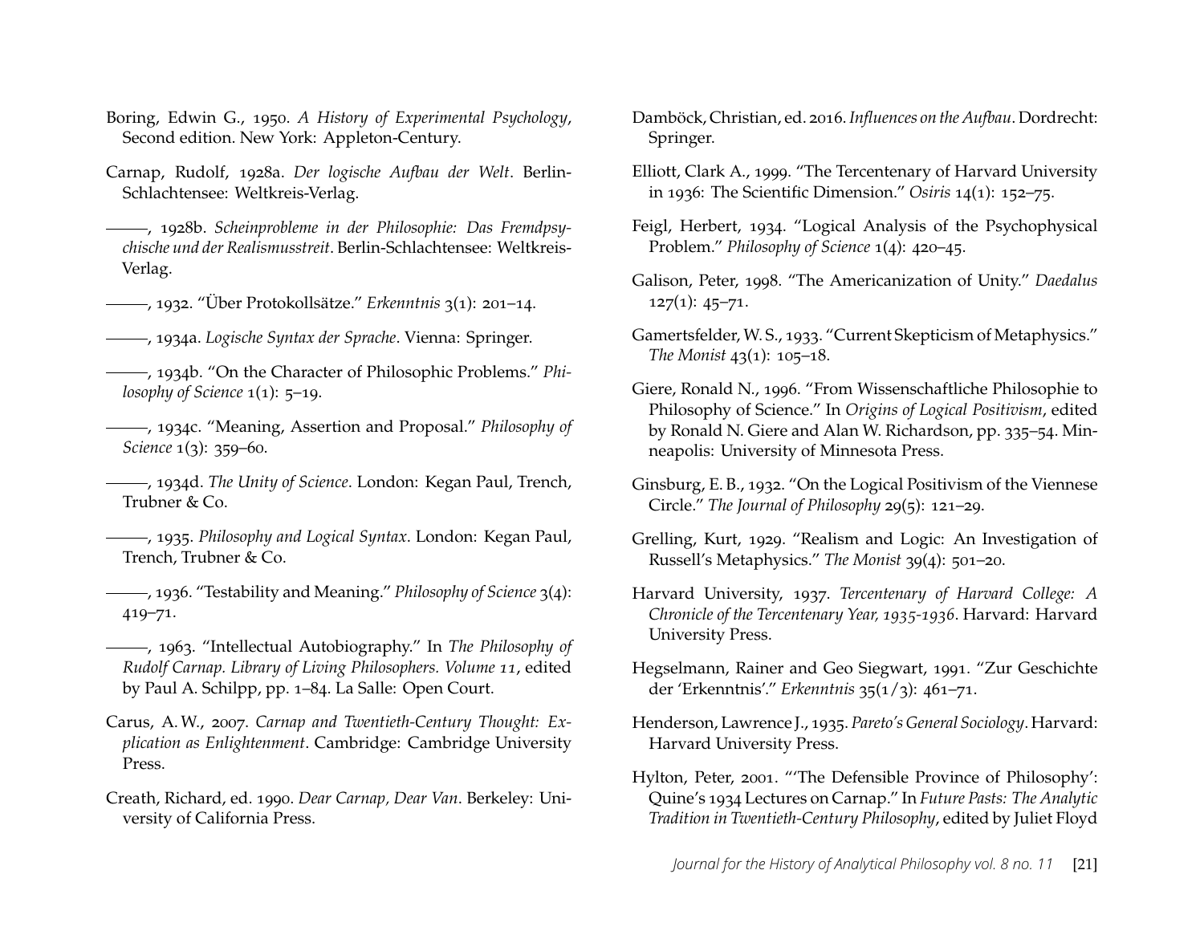Boring, Edwin G., 1950. *A History of Experimental Psychology*, Second edition. New York: Appleton-Century.

Carnap, Rudolf, 1928a. *Der logische Aufbau der Welt*. Berlin-Schlachtensee: Weltkreis-Verlag.

———, 1928b. *Scheinprobleme in der Philosophie: Das Fremdpsychische und der Realismusstreit*. Berlin-Schlachtensee: Weltkreis-Verlag.

———, 1932. "Über Protokollsätze." *Erkenntnis* 3(1): 201–14.

———, 1934a. *Logische Syntax der Sprache*. Vienna: Springer.

———, 1934b. "On the Character of Philosophic Problems." *Philosophy of Science* 1(1): 5–19.

———, 1934c. "Meaning, Assertion and Proposal." *Philosophy of Science* 1(3): 359–60.

———, 1934d. *The Unity of Science*. London: Kegan Paul, Trench, Trubner & Co.

———, 1935. *Philosophy and Logical Syntax*. London: Kegan Paul, Trench, Trubner & Co.

———, 1936. "Testability and Meaning." *Philosophy of Science* 3(4): 419–71.

———, 1963. "Intellectual Autobiography." In *The Philosophy of Rudolf Carnap. Library of Living Philosophers. Volume 11*, edited by Paul A. Schilpp, pp. 1–84. La Salle: Open Court.

Carus, A. W., 2007. *Carnap and Twentieth-Century Thought: Explication as Enlightenment*. Cambridge: Cambridge University Press.

Creath, Richard, ed. 1990. *Dear Carnap, Dear Van*. Berkeley: University of California Press.

Damböck, Christian, ed. 2016. *Influences on the Aufbau*. Dordrecht: Springer.

Elliott, Clark A., 1999. "The Tercentenary of Harvard University in 1936: The Scientific Dimension." *Osiris* 14(1): 152–75.

Feigl, Herbert, 1934. "Logical Analysis of the Psychophysical Problem." *Philosophy of Science* 1(4): 420–45.

Galison, Peter, 1998. "The Americanization of Unity." *Daedalus* 127(1): 45–71.

Gamertsfelder, W. S., 1933. "Current Skepticism of Metaphysics." *The Monist* 43(1): 105–18.

Giere, Ronald N., 1996. "From Wissenschaftliche Philosophie to Philosophy of Science." In *Origins of Logical Positivism*, edited by Ronald N. Giere and Alan W. Richardson, pp. 335–54. Minneapolis: University of Minnesota Press.

Ginsburg, E. B., 1932. "On the Logical Positivism of the Viennese Circle." *The Journal of Philosophy* 29(5): 121–29.

Grelling, Kurt, 1929. "Realism and Logic: An Investigation of Russell's Metaphysics." *The Monist* 39(4): 501–20.

Harvard University, 1937. *Tercentenary of Harvard College: A Chronicle of the Tercentenary Year, 1935-1936*. Harvard: Harvard University Press.

Hegselmann, Rainer and Geo Siegwart, 1991. "Zur Geschichte der 'Erkenntnis'." *Erkenntnis* 35(1/3): 461–71.

Henderson, Lawrence J., 1935. *Pareto's General Sociology*. Harvard: Harvard University Press.

Hylton, Peter, 2001. "'The Defensible Province of Philosophy': Quine's 1934 Lectures on Carnap." In *Future Pasts: The Analytic Tradition in Twentieth-Century Philosophy*, edited by Juliet Floyd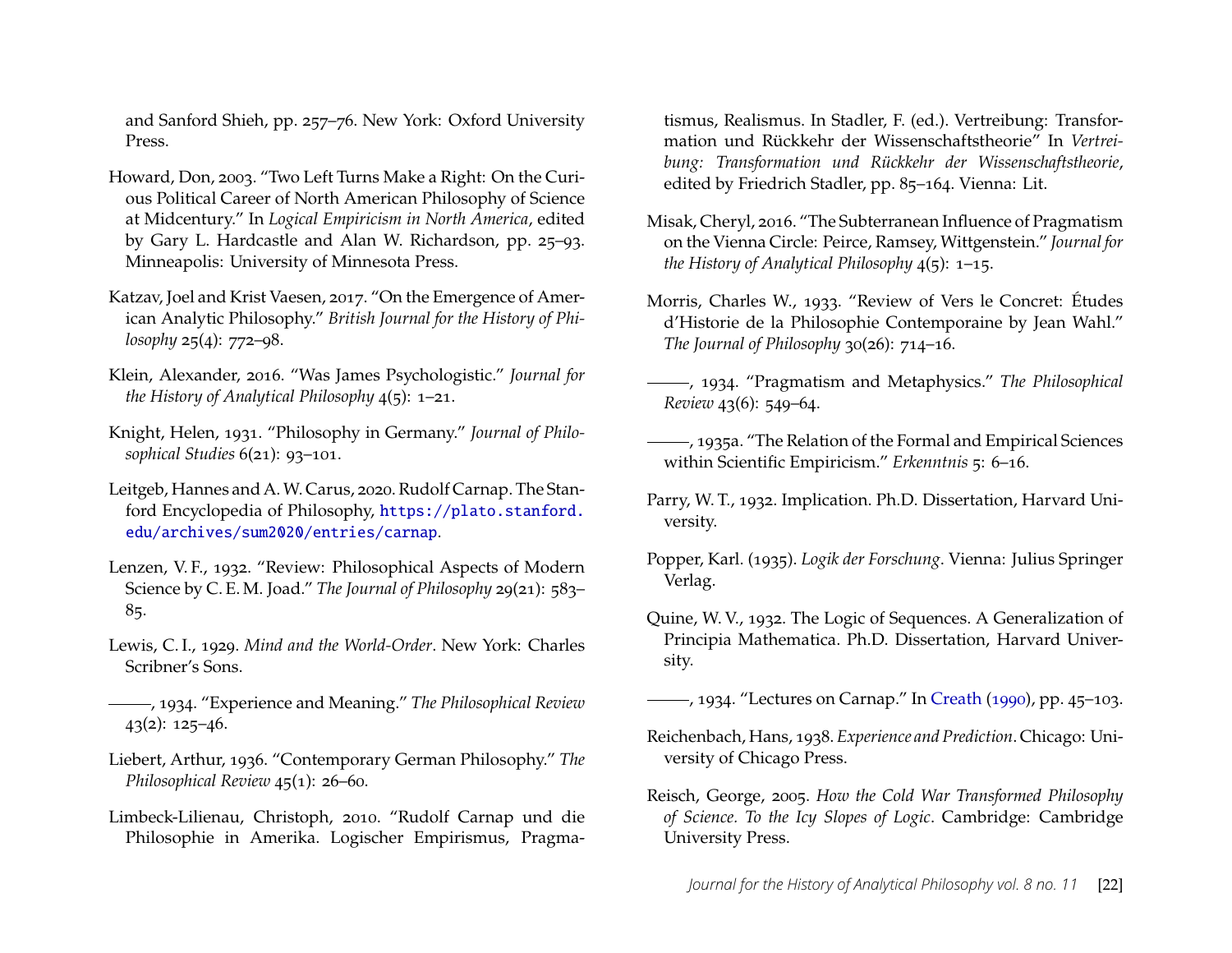and Sanford Shieh, pp. 257–76. New York: Oxford University Press.

Howard, Don, 2003. "Two Left Turns Make a Right: On the Curious Political Career of North American Philosophy of Science at Midcentury." In *Logical Empiricism in North America*, edited by Gary L. Hardcastle and Alan W. Richardson, pp. 25–93. Minneapolis: University of Minnesota Press.

Katzav, Joel and Krist Vaesen, 2017. "On the Emergence of American Analytic Philosophy." *British Journal for the History of Philosophy* 25(4): 772–98.

Klein, Alexander, 2016. "Was James Psychologistic." *Journal for the History of Analytical Philosophy* 4(5): 1–21.

Knight, Helen, 1931. "Philosophy in Germany." *Journal of Philosophical Studies* 6(21): 93–101.

Leitgeb, Hannes and A. W. Carus, 2020. Rudolf Carnap. The Stanford Encyclopedia of Philosophy, https://plato.stanford.edu/archives/sum2020/entries/carnap.

Lenzen, V. F., 1932. "Review: Philosophical Aspects of Modern Science by C. E. M. Joad." *The Journal of Philosophy* 29(21): 583–85.

Lewis, C. I., 1929. *Mind and the World-Order*. New York: Charles Scribner's Sons.

———, 1934. "Experience and Meaning." *The Philosophical Review* 43(2): 125–46.

Liebert, Arthur, 1936. "Contemporary German Philosophy." *The Philosophical Review* 45(1): 26–60.

Limbeck-Lilienau, Christoph, 2010. "Rudolf Carnap und die Philosophie in Amerika. Logischer Empirismus, Pragmatismus, Realismus. In Stadler, F. (ed.). Vertreibung: Transformation und Rückkehr der Wissenschaftstheorie" In *Vertreibung: Transformation und Rückkehr der Wissenschaftstheorie*, edited by Friedrich Stadler, pp. 85–164. Vienna: Lit.

Misak, Cheryl, 2016. "The Subterranean Influence of Pragmatism on the Vienna Circle: Peirce, Ramsey, Wittgenstein." *Journal for the History of Analytical Philosophy* 4(5): 1–15.

Morris, Charles W., 1933. "Review of Vers le Concret: Études d'Historie de la Philosophie Contemporaine by Jean Wahl." *The Journal of Philosophy* 30(26): 714–16.

———, 1934. "Pragmatism and Metaphysics." *The Philosophical Review* 43(6): 549–64.

———, 1935a. "The Relation of the Formal and Empirical Sciences within Scientific Empiricism." *Erkenntnis* 5: 6–16.

Parry, W. T., 1932. Implication. Ph.D. Dissertation, Harvard University.

Popper, Karl. (1935). *Logik der Forschung*. Vienna: Julius Springer Verlag.

Quine, W. V., 1932. The Logic of Sequences. A Generalization of Principia Mathematica. Ph.D. Dissertation, Harvard University.

———, 1934. "Lectures on Carnap." In Creath (1990), pp. 45–103.

Reichenbach, Hans, 1938. *Experience and Prediction*. Chicago: University of Chicago Press.

Reisch, George, 2005. *How the Cold War Transformed Philosophy of Science. To the Icy Slopes of Logic*. Cambridge: Cambridge University Press.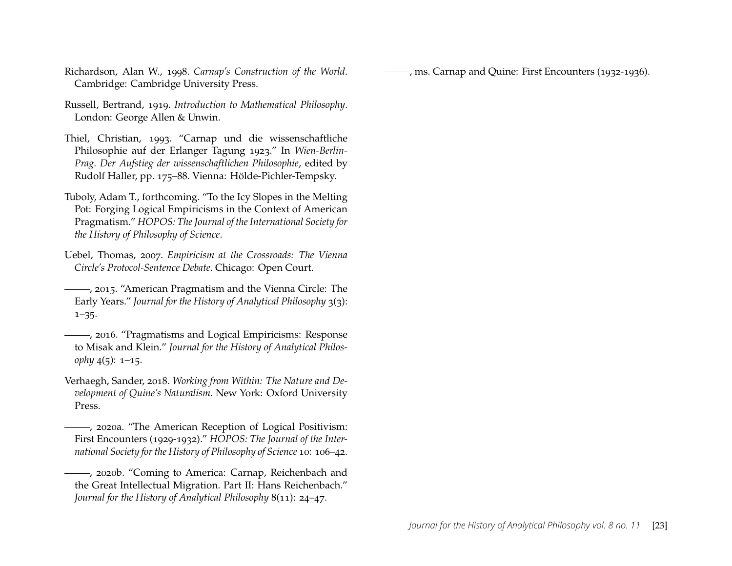Richardson, Alan W., 1998. *Carnap's Construction of the World*. Cambridge: Cambridge University Press.

Russell, Bertrand, 1919. *Introduction to Mathematical Philosophy*. London: George Allen & Unwin.

Thiel, Christian, 1993. "Carnap und die wissenschaftliche Philosophie auf der Erlanger Tagung 1923." In *Wien-Berlin-Prag. Der Aufstieg der wissenschaftlichen Philosophie*, edited by Rudolf Haller, pp. 175–88. Vienna: Hölde-Pichler-Tempsky.

Tuboly, Adam T., forthcoming. "To the Icy Slopes in the Melting Pot: Forging Logical Empiricisms in the Context of American Pragmatism." *HOPOS: The Journal of the International Society for the History of Philosophy of Science*.

Uebel, Thomas, 2007. *Empiricism at the Crossroads: The Vienna Circle's Protocol-Sentence Debate*. Chicago: Open Court.

———, 2015. "American Pragmatism and the Vienna Circle: The Early Years." *Journal for the History of Analytical Philosophy* 3(3): 1–35.

———, 2016. "Pragmatisms and Logical Empiricisms: Response to Misak and Klein." *Journal for the History of Analytical Philosophy* 4(5): 1–15.

Verhaegh, Sander, 2018. *Working from Within: The Nature and Development of Quine's Naturalism*. New York: Oxford University Press.

———, 2020a. "The American Reception of Logical Positivism: First Encounters (1929-1932)." *HOPOS: The Journal of the International Society for the History of Philosophy of Science* 10: 106–42.

———, 2020b. "Coming to America: Carnap, Reichenbach and the Great Intellectual Migration. Part II: Hans Reichenbach." *Journal for the History of Analytical Philosophy* 8(11): 24–47.

———, ms. Carnap and Quine: First Encounters (1932-1936).